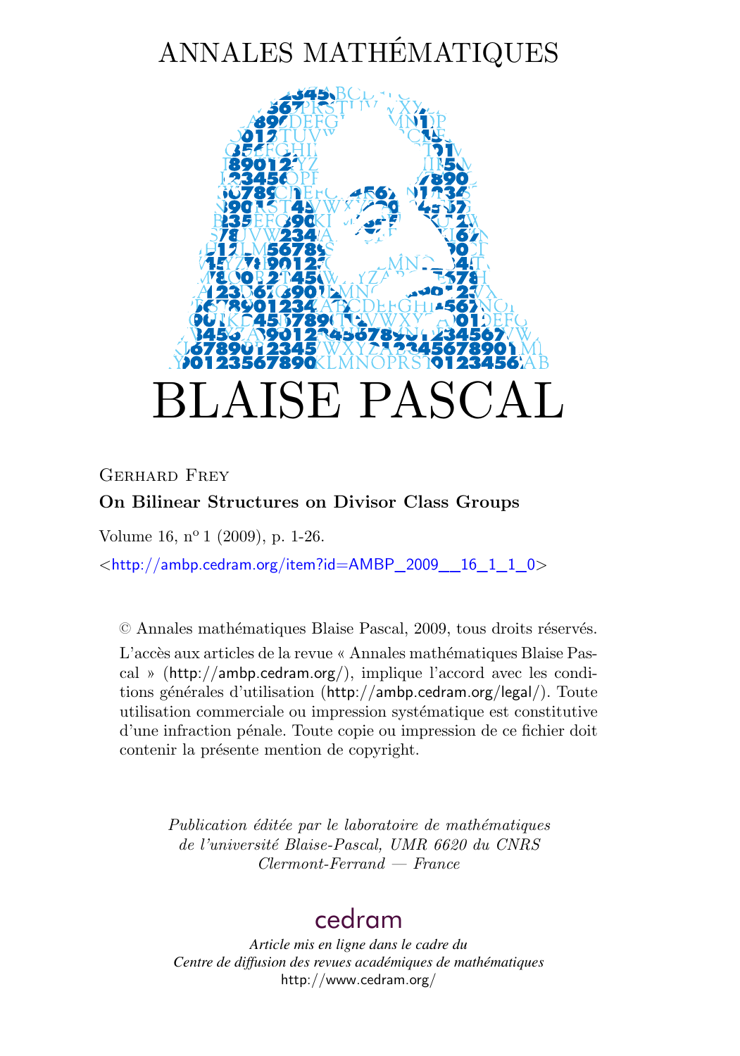# ANNALES MATHÉMATIQUES

# BLAISE PASCAL

Gerhard Frey

**On Bilinear Structures on Divisor Class Groups**

Volume 16, n$^{o}$ 1 (2009), p. 1-26.

<http://ambp.cedram.org/item?id=AMBP_2009__16_1_1_0>

© Annales mathématiques Blaise Pascal, 2009, tous droits réservés.

L'accès aux articles de la revue « Annales mathématiques Blaise Pascal » (http://ambp.cedram.org/), implique l'accord avec les conditions générales d'utilisation (http://ambp.cedram.org/legal/). Toute utilisation commerciale ou impression systématique est constitutive d'une infraction pénale. Toute copie ou impression de ce fichier doit contenir la présente mention de copyright.

*Publication éditée par le laboratoire de mathématiques de l'université Blaise-Pascal, UMR 6620 du CNRS Clermont-Ferrand — France*

cedram

*Article mis en ligne dans le cadre du Centre de diffusion des revues académiques de mathématiques*
http://www.cedram.org/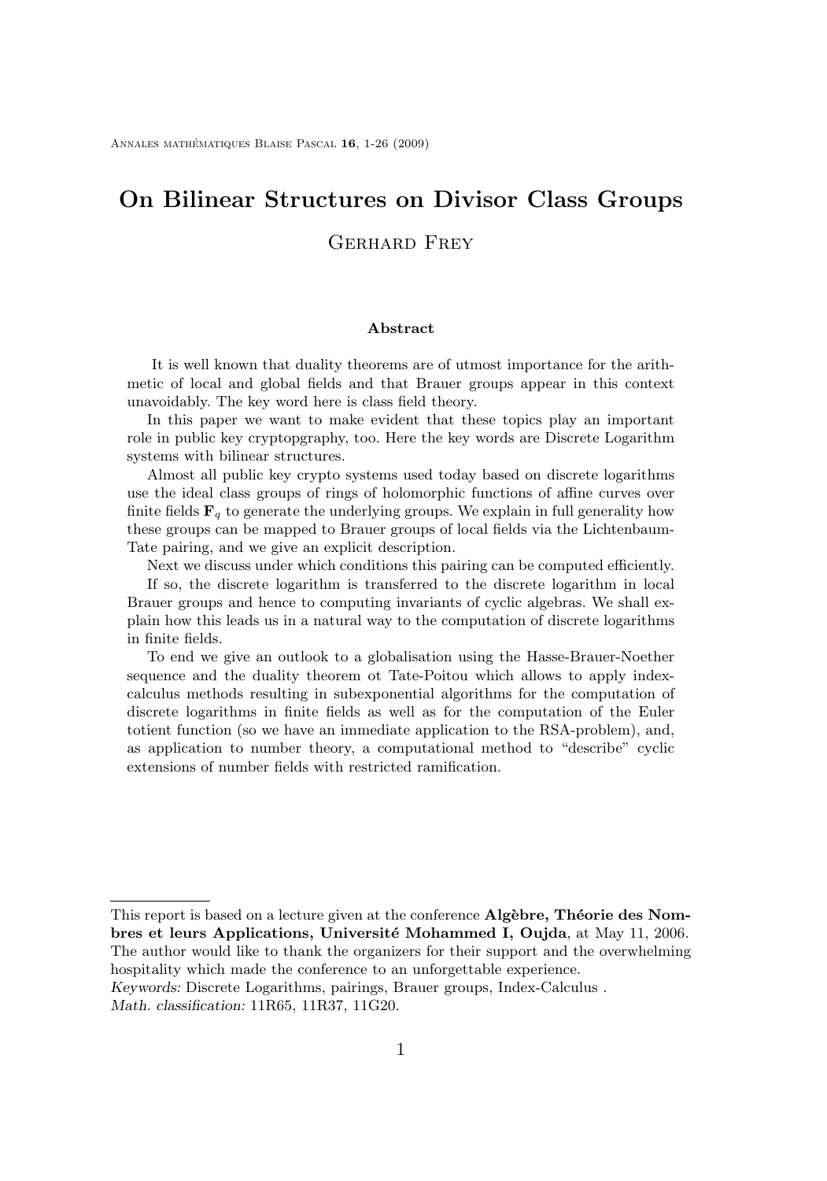# On Bilinear Structures on Divisor Class Groups

Gerhard Frey

**Abstract**

It is well known that duality theorems are of utmost importance for the arithmetic of local and global fields and that Brauer groups appear in this context unavoidably. The key word here is class field theory.

In this paper we want to make evident that these topics play an important role in public key cryptopgraphy, too. Here the key words are Discrete Logarithm systems with bilinear structures.

Almost all public key crypto systems used today based on discrete logarithms use the ideal class groups of rings of holomorphic functions of affine curves over finite fields $\mathbf{F}_q$ to generate the underlying groups. We explain in full generality how these groups can be mapped to Brauer groups of local fields via the Lichtenbaum-Tate pairing, and we give an explicit description.

Next we discuss under which conditions this pairing can be computed efficiently.

If so, the discrete logarithm is transferred to the discrete logarithm in local Brauer groups and hence to computing invariants of cyclic algebras. We shall explain how this leads us in a natural way to the computation of discrete logarithms in finite fields.

To end we give an outlook to a globalisation using the Hasse-Brauer-Noether sequence and the duality theorem ot Tate-Poitou which allows to apply index-calculus methods resulting in subexponential algorithms for the computation of discrete logarithms in finite fields as well as for the computation of the Euler totient function (so we have an immediate application to the RSA-problem), and, as application to number theory, a computational method to "describe" cyclic extensions of number fields with restricted ramification.

---

This report is based on a lecture given at the conference **Algèbre, Théorie des Nombres et leurs Applications, Université Mohammed I, Oujda**, at May 11, 2006. The author would like to thank the organizers for their support and the overwhelming hospitality which made the conference to an unforgettable experience.

*Keywords:* Discrete Logarithms, pairings, Brauer groups, Index-Calculus .

*Math. classification:* 11R65, 11R37, 11G20.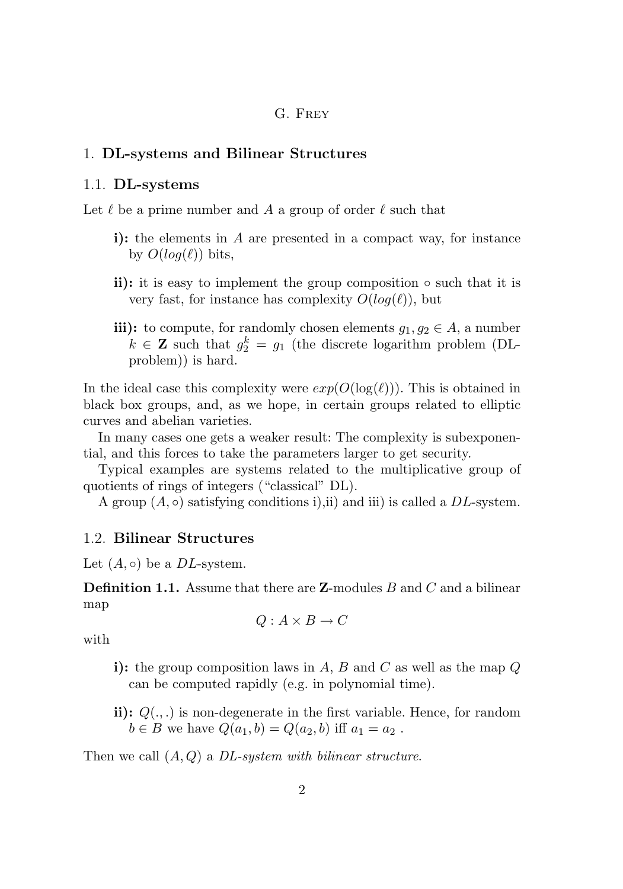## 1. DL-systems and Bilinear Structures

### 1.1. DL-systems

Let $\ell$ be a prime number and $A$ a group of order $\ell$ such that

- **i):** the elements in $A$ are presented in a compact way, for instance by $O(log(\ell))$ bits,
- **ii):** it is easy to implement the group composition $\circ$ such that it is very fast, for instance has complexity $O(log(\ell))$, but
- **iii):** to compute, for randomly chosen elements $g_1, g_2 \in A$, a number $k \in \mathbf{Z}$ such that $g_2^k = g_1$ (the discrete logarithm problem (DL-problem)) is hard.

In the ideal case this complexity were $exp(O(\log(\ell)))$. This is obtained in black box groups, and, as we hope, in certain groups related to elliptic curves and abelian varieties.

In many cases one gets a weaker result: The complexity is subexponential, and this forces to take the parameters larger to get security.

Typical examples are systems related to the multiplicative group of quotients of rings of integers ("classical" DL).

A group $(A, \circ)$ satisfying conditions i),ii) and iii) is called a $DL$-system.

### 1.2. Bilinear Structures

Let $(A, \circ)$ be a $DL$-system.

**Definition 1.1.** Assume that there are $\mathbf{Z}$-modules $B$ and $C$ and a bilinear map

$$Q : A \times B \to C$$

with

- **i):** the group composition laws in $A$, $B$ and $C$ as well as the map $Q$ can be computed rapidly (e.g. in polynomial time).
- **ii):** $Q(.,.)$ is non-degenerate in the first variable. Hence, for random $b \in B$ we have $Q(a_1, b) = Q(a_2, b)$ iff $a_1 = a_2$ .

Then we call $(A, Q)$ a *DL-system with bilinear structure*.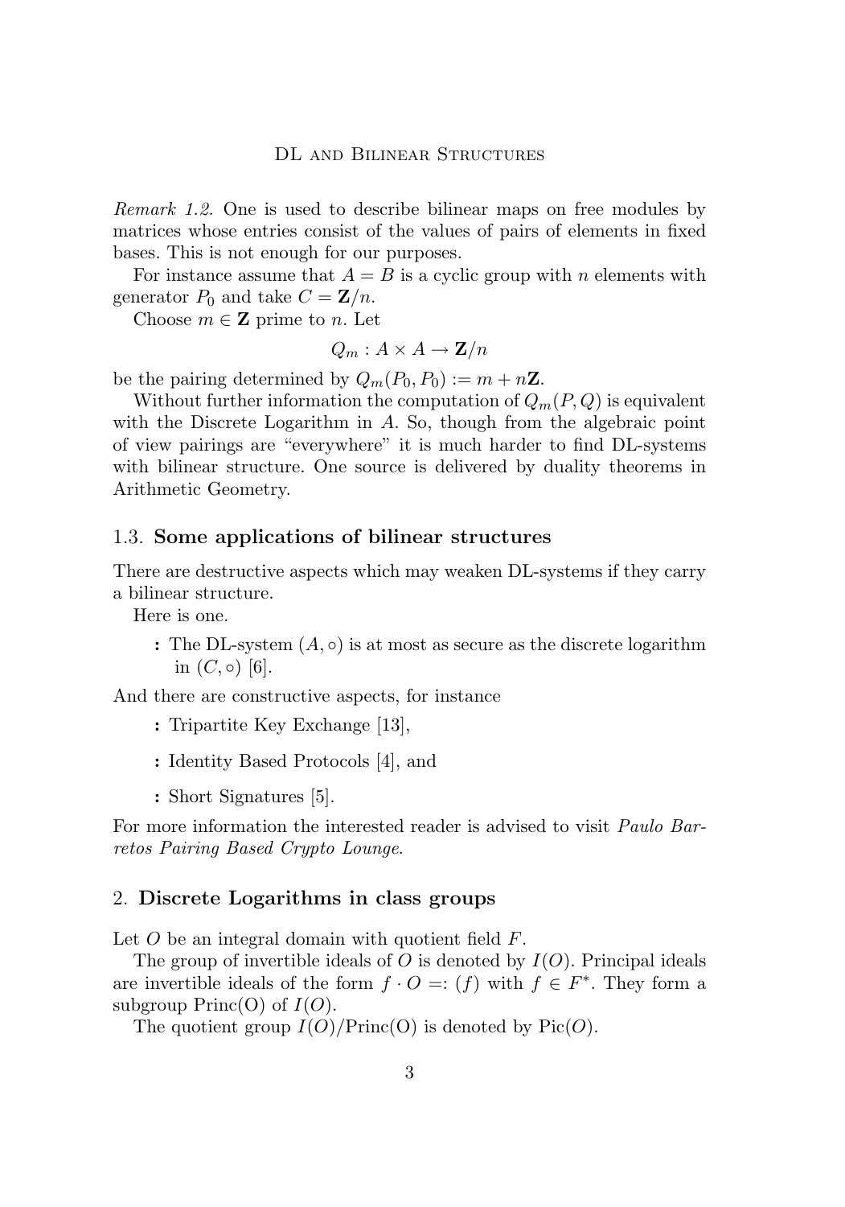*Remark 1.2.* One is used to describe bilinear maps on free modules by matrices whose entries consist of the values of pairs of elements in fixed bases. This is not enough for our purposes.

For instance assume that $A = B$ is a cyclic group with $n$ elements with generator $P_0$ and take $C = \mathbf{Z}/n$.

Choose $m \in \mathbf{Z}$ prime to $n$. Let

$$Q_m : A \times A \to \mathbf{Z}/n$$

be the pairing determined by $Q_m(P_0, P_0) := m + n\mathbf{Z}$.

Without further information the computation of $Q_m(P, Q)$ is equivalent with the Discrete Logarithm in $A$. So, though from the algebraic point of view pairings are "everywhere" it is much harder to find DL-systems with bilinear structure. One source is delivered by duality theorems in Arithmetic Geometry.

## 1.3. Some applications of bilinear structures

There are destructive aspects which may weaken DL-systems if they carry a bilinear structure.

Here is one.

- The DL-system $(A, \circ)$ is at most as secure as the discrete logarithm in $(C, \circ)$ [6].

And there are constructive aspects, for instance

- Tripartite Key Exchange [13],
- Identity Based Protocols [4], and
- Short Signatures [5].

For more information the interested reader is advised to visit *Paulo Barretos Pairing Based Crypto Lounge*.

## 2. Discrete Logarithms in class groups

Let $O$ be an integral domain with quotient field $F$.

The group of invertible ideals of $O$ is denoted by $I(O)$. Principal ideals are invertible ideals of the form $f \cdot O =: (f)$ with $f \in F^*$. They form a subgroup $\mathrm{Princ(O)}$ of $I(O)$.

The quotient group $I(O)/\mathrm{Princ(O)}$ is denoted by $\mathrm{Pic}(O)$.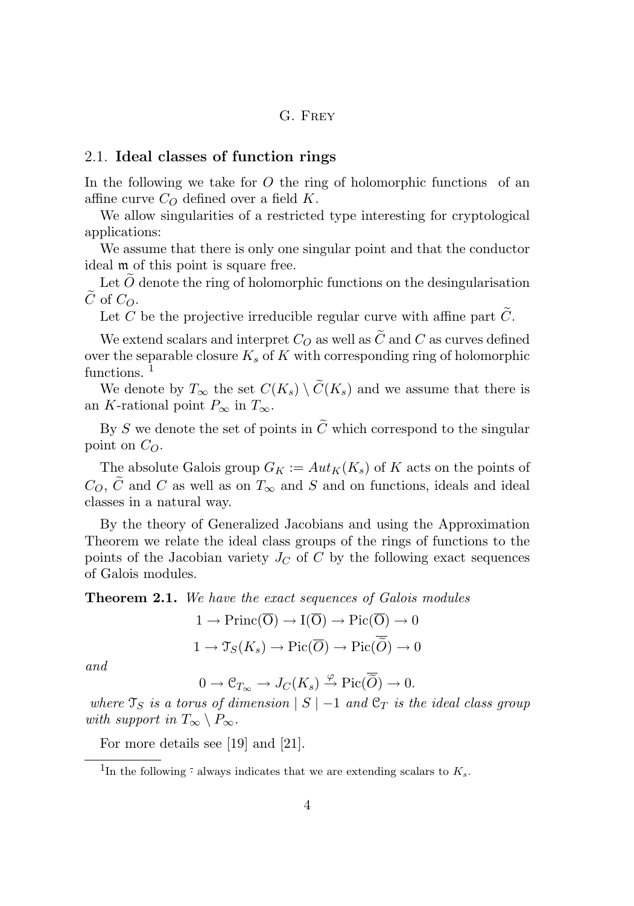## 2.1. Ideal classes of function rings

In the following we take for $O$ the ring of holomorphic functions of an affine curve $C_O$ defined over a field $K$.

We allow singularities of a restricted type interesting for cryptological applications:

We assume that there is only one singular point and that the conductor ideal $\mathfrak{m}$ of this point is square free.

Let $\widetilde{O}$ denote the ring of holomorphic functions on the desingularisation $\widetilde{C}$ of $C_O$.

Let $C$ be the projective irreducible regular curve with affine part $\widetilde{C}$.

We extend scalars and interpret $C_O$ as well as $\widetilde{C}$ and $C$ as curves defined over the separable closure $K_s$ of $K$ with corresponding ring of holomorphic functions. [1]

We denote by $T_\infty$ the set $C(K_s) \setminus \widetilde{C}(K_s)$ and we assume that there is an $K$-rational point $P_\infty$ in $T_\infty$.

By $S$ we denote the set of points in $\widetilde{C}$ which correspond to the singular point on $C_O$.

The absolute Galois group $G_K := Aut_K(K_s)$ of $K$ acts on the points of $C_O$, $\widetilde{C}$ and $C$ as well as on $T_\infty$ and $S$ and on functions, ideals and ideal classes in a natural way.

By the theory of Generalized Jacobians and using the Approximation Theorem we relate the ideal class groups of the rings of functions to the points of the Jacobian variety $J_C$ of $C$ by the following exact sequences of Galois modules.

**Theorem 2.1.** *We have the exact sequences of Galois modules*

$$1 \to \mathrm{Princ}(\overline{\mathrm{O}}) \to \mathrm{I}(\overline{\mathrm{O}}) \to \mathrm{Pic}(\overline{\mathrm{O}}) \to 0$$

$$1 \to \mathcal{T}_S(K_s) \to \mathrm{Pic}(\overline{O}) \to \mathrm{Pic}(\overline{\widetilde{O}}) \to 0$$

*and*

$$0 \to \mathcal{C}_{T_\infty} \to J_C(K_s) \xrightarrow{\varphi} \mathrm{Pic}(\overline{\widetilde{O}}) \to 0.$$

*where $\mathcal{T}_S$ is a torus of dimension $\mid S \mid -1$ and $\mathcal{C}_T$ is the ideal class group with support in $T_\infty \setminus P_\infty$.*

For more details see [19] and [21].

---

[1] In the following $\bar{\ }$ always indicates that we are extending scalars to $K_s$.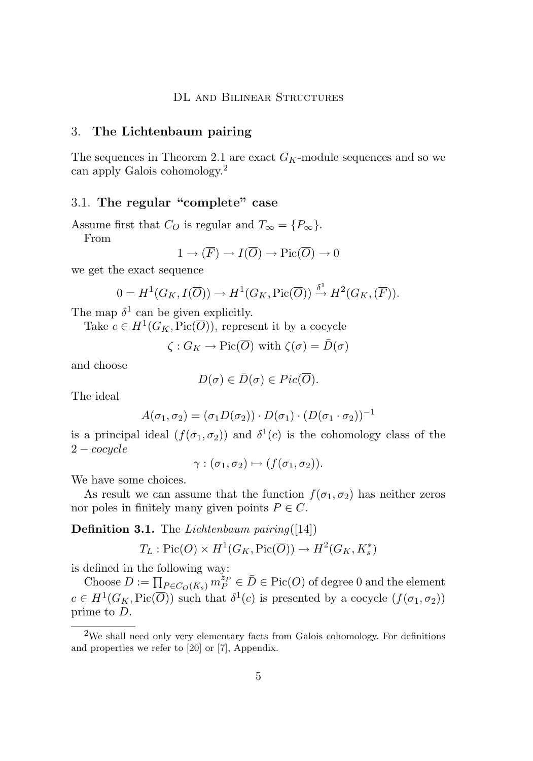## 3. The Lichtenbaum pairing

The sequences in Theorem 2.1 are exact $G_K$-module sequences and so we can apply Galois cohomology.[2]

### 3.1. The regular "complete" case

Assume first that $C_O$ is regular and $T_\infty = \{P_\infty\}$.

From

$$1 \to (\overline{F}) \to I(\overline{O}) \to \mathrm{Pic}(\overline{O}) \to 0$$

we get the exact sequence

$$0 = H^1(G_K, I(\overline{O})) \to H^1(G_K, \mathrm{Pic}(\overline{O})) \xrightarrow{\delta^1} H^2(G_K, (\overline{F})).$$

The map $\delta^1$ can be given explicitly.

Take $c \in H^1(G_K, \mathrm{Pic}(\overline{O}))$, represent it by a cocycle

$$\zeta : G_K \to \mathrm{Pic}(\overline{O}) \text{ with } \zeta(\sigma) = \bar{D}(\sigma)$$

and choose

$$D(\sigma) \in \bar{D}(\sigma) \in Pic(\overline{O}).$$

The ideal

$$A(\sigma_1, \sigma_2) = (\sigma_1 D(\sigma_2)) \cdot D(\sigma_1) \cdot (D(\sigma_1 \cdot \sigma_2))^{-1}$$

is a principal ideal $(f(\sigma_1, \sigma_2))$ and $\delta^1(c)$ is the cohomology class of the $2-cocycle$

$$\gamma : (\sigma_1, \sigma_2) \mapsto (f(\sigma_1, \sigma_2)).$$

We have some choices.

As result we can assume that the function $f(\sigma_1, \sigma_2)$ has neither zeros nor poles in finitely many given points $P \in C$.

**Definition 3.1.** The *Lichtenbaum pairing*([14])

$$T_L : \mathrm{Pic}(O) \times H^1(G_K, \mathrm{Pic}(\overline{O})) \to H^2(G_K, K_s^*)$$

is defined in the following way:

Choose $D := \prod_{P \in C_O(K_s)} m_P^{z_P} \in \bar{D} \in \mathrm{Pic}(O)$ of degree 0 and the element $c \in H^1(G_K, \mathrm{Pic}(\overline{O}))$ such that $\delta^1(c)$ is presented by a cocycle $(f(\sigma_1, \sigma_2))$ prime to $D$.

---

[2] We shall need only very elementary facts from Galois cohomology. For definitions and properties we refer to [20] or [7], Appendix.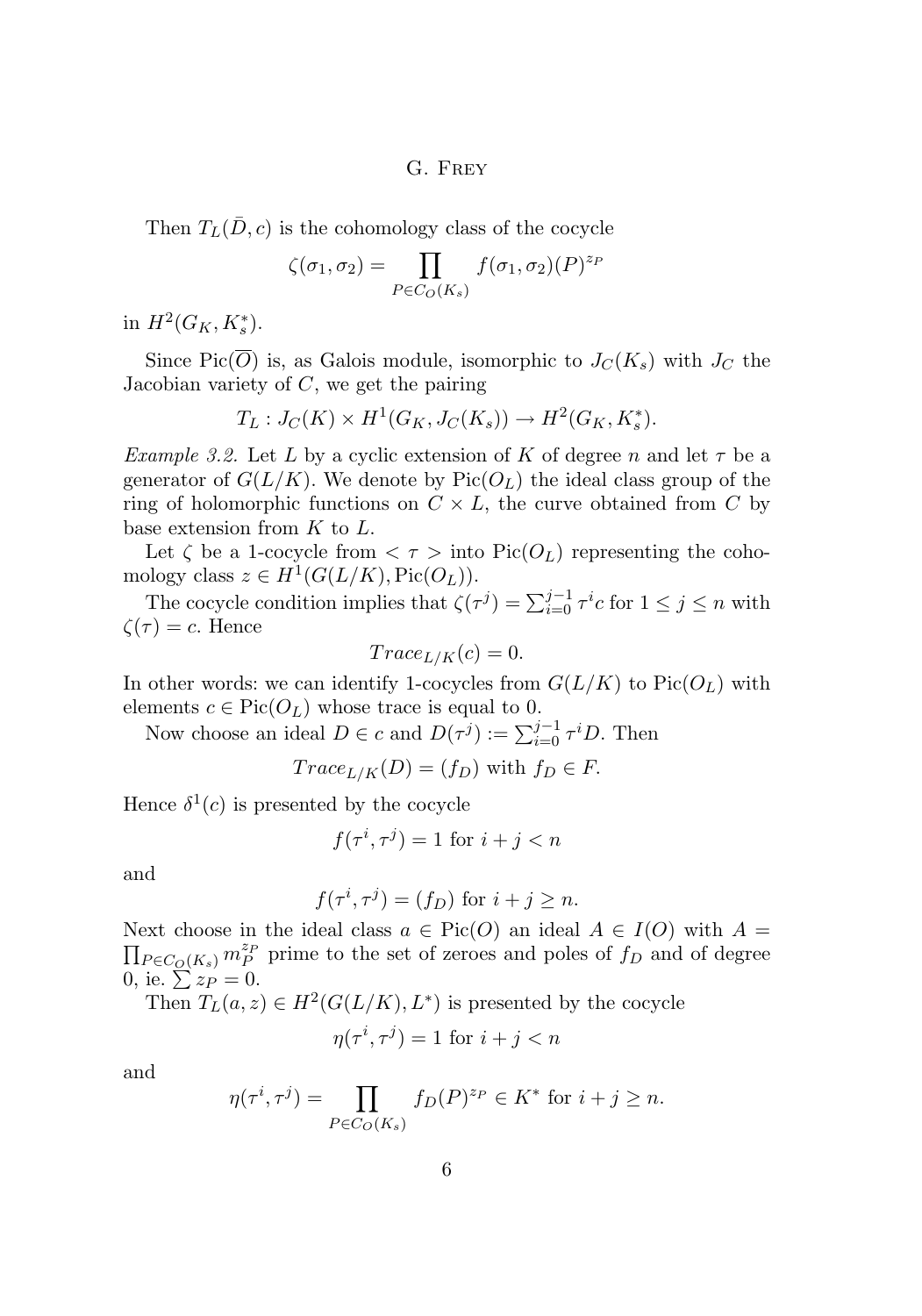Then $T_L(\bar{D}, c)$ is the cohomology class of the cocycle

$$\zeta(\sigma_1, \sigma_2) = \prod_{P \in C_O(K_s)} f(\sigma_1, \sigma_2)(P)^{z_P}$$

in $H^2(G_K, K_s^*)$.

Since $\mathrm{Pic}(\overline{O})$ is, as Galois module, isomorphic to $J_C(K_s)$ with $J_C$ the Jacobian variety of $C$, we get the pairing

$$T_L : J_C(K) \times H^1(G_K, J_C(K_s)) \to H^2(G_K, K_s^*).$$

*Example 3.2.* Let $L$ by a cyclic extension of $K$ of degree $n$ and let $\tau$ be a generator of $G(L/K)$. We denote by $\mathrm{Pic}(O_L)$ the ideal class group of the ring of holomorphic functions on $C \times L$, the curve obtained from $C$ by base extension from $K$ to $L$.

Let $\zeta$ be a 1-cocycle from $< \tau >$ into $\mathrm{Pic}(O_L)$ representing the cohomology class $z \in H^1(G(L/K), \mathrm{Pic}(O_L))$.

The cocycle condition implies that $\zeta(\tau^j) = \sum_{i=0}^{j-1} \tau^i c$ for $1 \leq j \leq n$ with $\zeta(\tau) = c$. Hence

$$Trace_{L/K}(c) = 0.$$

In other words: we can identify 1-cocycles from $G(L/K)$ to $\mathrm{Pic}(O_L)$ with elements $c \in \mathrm{Pic}(O_L)$ whose trace is equal to 0.

Now choose an ideal $D \in c$ and $D(\tau^j) := \sum_{i=0}^{j-1} \tau^i D$. Then

$$Trace_{L/K}(D) = (f_D) \text{ with } f_D \in F.$$

Hence $\delta^1(c)$ is presented by the cocycle

$$f(\tau^i, \tau^j) = 1 \text{ for } i + j < n$$

and

$$f(\tau^i, \tau^j) = (f_D) \text{ for } i + j \geq n.$$

Next choose in the ideal class $a \in \mathrm{Pic}(O)$ an ideal $A \in I(O)$ with $A = \prod_{P \in C_O(K_s)} m_P^{z_P}$ prime to the set of zeroes and poles of $f_D$ and of degree 0, ie. $\sum z_P = 0$.

Then $T_L(a, z) \in H^2(G(L/K), L^*)$ is presented by the cocycle

$$\eta(\tau^i, \tau^j) = 1 \text{ for } i + j < n$$

and

$$\eta(\tau^i, \tau^j) = \prod_{P \in C_O(K_s)} f_D(P)^{z_P} \in K^* \text{ for } i + j \geq n.$$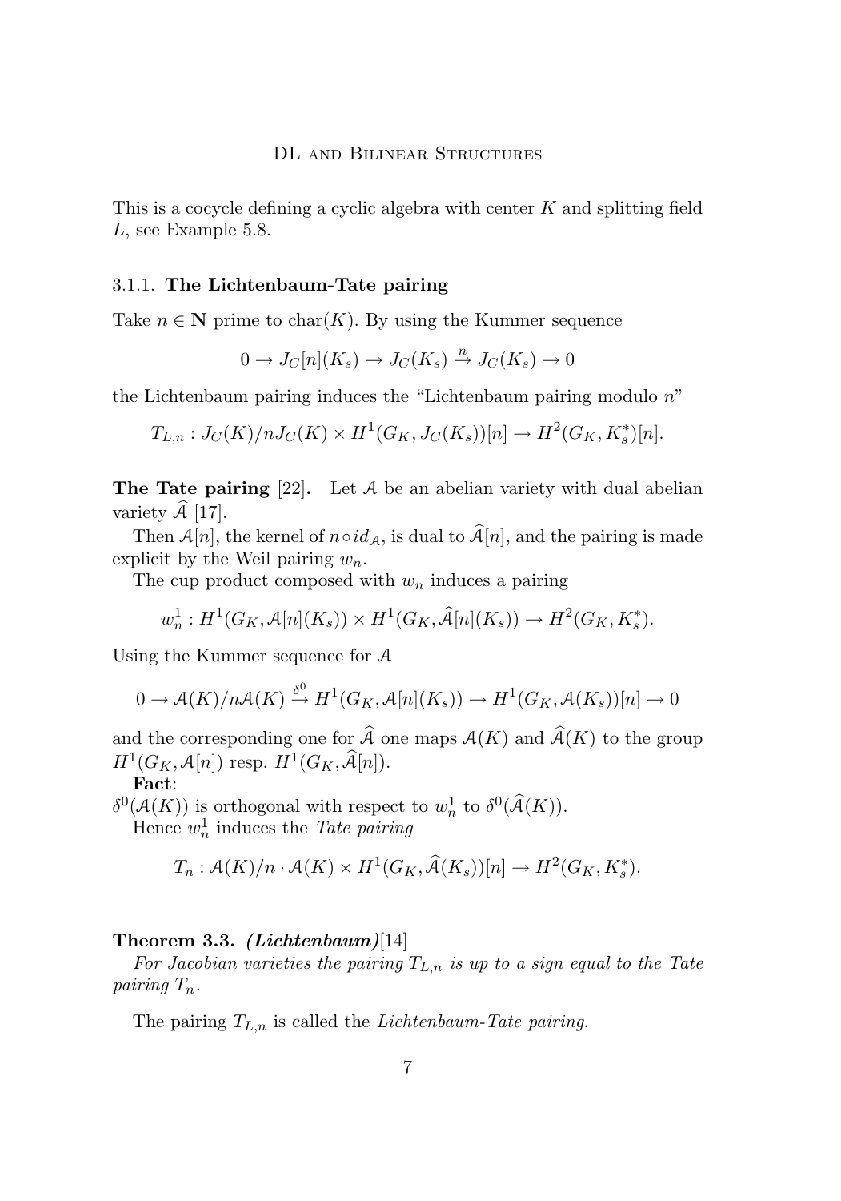This is a cocycle defining a cyclic algebra with center $K$ and splitting field $L$, see Example 5.8.

#### 3.1.1. **The Lichtenbaum-Tate pairing**

Take $n \in \mathbf{N}$ prime to $\mathrm{char}(K)$. By using the Kummer sequence

$$0 \to J_C[n](K_s) \to J_C(K_s) \xrightarrow{n} J_C(K_s) \to 0$$

the Lichtenbaum pairing induces the "Lichtenbaum pairing modulo $n$"

$$T_{L,n} : J_C(K)/nJ_C(K) \times H^1(G_K, J_C(K_s))[n] \to H^2(G_K, K_s^*)[n].$$

**The Tate pairing** [22]**.** Let $\mathcal{A}$ be an abelian variety with dual abelian variety $\widehat{\mathcal{A}}$ [17].

Then $\mathcal{A}[n]$, the kernel of $n \circ id_{\mathcal{A}}$, is dual to $\widehat{\mathcal{A}}[n]$, and the pairing is made explicit by the Weil pairing $w_n$.

The cup product composed with $w_n$ induces a pairing

$$w_n^1 : H^1(G_K, \mathcal{A}[n](K_s)) \times H^1(G_K, \widehat{\mathcal{A}}[n](K_s)) \to H^2(G_K, K_s^*).$$

Using the Kummer sequence for $\mathcal{A}$

$$0 \to \mathcal{A}(K)/n\mathcal{A}(K) \xrightarrow{\delta^0} H^1(G_K, \mathcal{A}[n](K_s)) \to H^1(G_K, \mathcal{A}(K_s))[n] \to 0$$

and the corresponding one for $\widehat{\mathcal{A}}$ one maps $\mathcal{A}(K)$ and $\widehat{\mathcal{A}}(K)$ to the group $H^1(G_K, \mathcal{A}[n])$ resp. $H^1(G_K, \widehat{\mathcal{A}}[n])$.

**Fact**:
$\delta^0(\mathcal{A}(K))$ is orthogonal with respect to $w_n^1$ to $\delta^0(\widehat{\mathcal{A}}(K))$.

Hence $w_n^1$ induces the *Tate pairing*

$$T_n : \mathcal{A}(K)/n \cdot \mathcal{A}(K) \times H^1(G_K, \widehat{\mathcal{A}}(K_s))[n] \to H^2(G_K, K_s^*).$$

**Theorem 3.3.** ***(Lichtenbaum)***[14]
*For Jacobian varieties the pairing $T_{L,n}$ is up to a sign equal to the Tate pairing $T_n$.*

The pairing $T_{L,n}$ is called the *Lichtenbaum-Tate pairing*.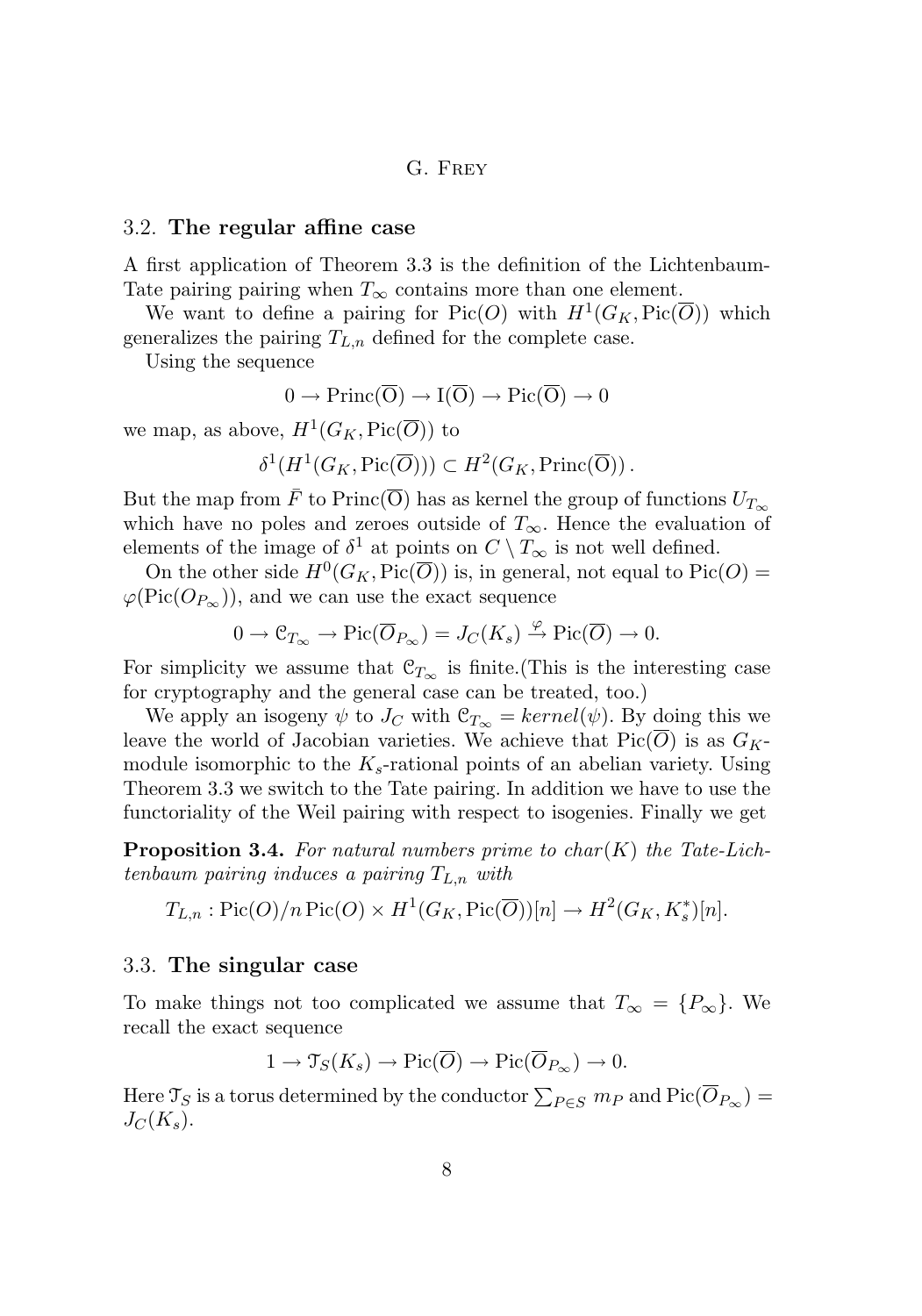### 3.2. The regular affine case

A first application of Theorem 3.3 is the definition of the Lichtenbaum-Tate pairing pairing when $T_\infty$ contains more than one element.

We want to define a pairing for $\mathrm{Pic}(O)$ with $H^1(G_K, \mathrm{Pic}(\overline{O}))$ which generalizes the pairing $T_{L,n}$ defined for the complete case.

Using the sequence

$$0 \to \mathrm{Princ}(\overline{\mathrm{O}}) \to \mathrm{I}(\overline{\mathrm{O}}) \to \mathrm{Pic}(\overline{\mathrm{O}}) \to 0$$

we map, as above, $H^1(G_K, \mathrm{Pic}(\overline{O}))$ to

$$\delta^1(H^1(G_K, \mathrm{Pic}(\overline{O}))) \subset H^2(G_K, \mathrm{Princ}(\overline{\mathrm{O}}))\,.$$

But the map from $\bar{F}$ to $\mathrm{Princ}(\overline{\mathrm{O}})$ has as kernel the group of functions $U_{T_\infty}$ which have no poles and zeroes outside of $T_\infty$. Hence the evaluation of elements of the image of $\delta^1$ at points on $C \setminus T_\infty$ is not well defined.

On the other side $H^0(G_K, \mathrm{Pic}(\overline{O}))$ is, in general, not equal to $\mathrm{Pic}(O) = \varphi(\mathrm{Pic}(O_{P_\infty}))$, and we can use the exact sequence

$$0 \to \mathcal{C}_{T_\infty} \to \mathrm{Pic}(\overline{O}_{P_\infty}) = J_C(K_s) \xrightarrow{\varphi} \mathrm{Pic}(\overline{O}) \to 0.$$

For simplicity we assume that $\mathcal{C}_{T_\infty}$ is finite.(This is the interesting case for cryptography and the general case can be treated, too.)

We apply an isogeny $\psi$ to $J_C$ with $\mathcal{C}_{T_\infty} = kernel(\psi)$. By doing this we leave the world of Jacobian varieties. We achieve that $\mathrm{Pic}(\overline{O})$ is as $G_K$-module isomorphic to the $K_s$-rational points of an abelian variety. Using Theorem 3.3 we switch to the Tate pairing. In addition we have to use the functoriality of the Weil pairing with respect to isogenies. Finally we get

**Proposition 3.4.** *For natural numbers prime to $char(K)$ the Tate-Lichtenbaum pairing induces a pairing $T_{L,n}$ with*

$$T_{L,n} : \mathrm{Pic}(O)/n\,\mathrm{Pic}(O) \times H^1(G_K, \mathrm{Pic}(\overline{O}))[n] \to H^2(G_K, K_s^*)[n].$$

### 3.3. The singular case

To make things not too complicated we assume that $T_\infty = \{P_\infty\}$. We recall the exact sequence

$$1 \to \mathcal{T}_S(K_s) \to \mathrm{Pic}(\overline{O}) \to \mathrm{Pic}(\overline{O}_{P_\infty}) \to 0.$$

Here $\mathcal{T}_S$ is a torus determined by the conductor $\sum_{P \in S} m_P$ and $\mathrm{Pic}(\overline{O}_{P_\infty}) = J_C(K_s)$.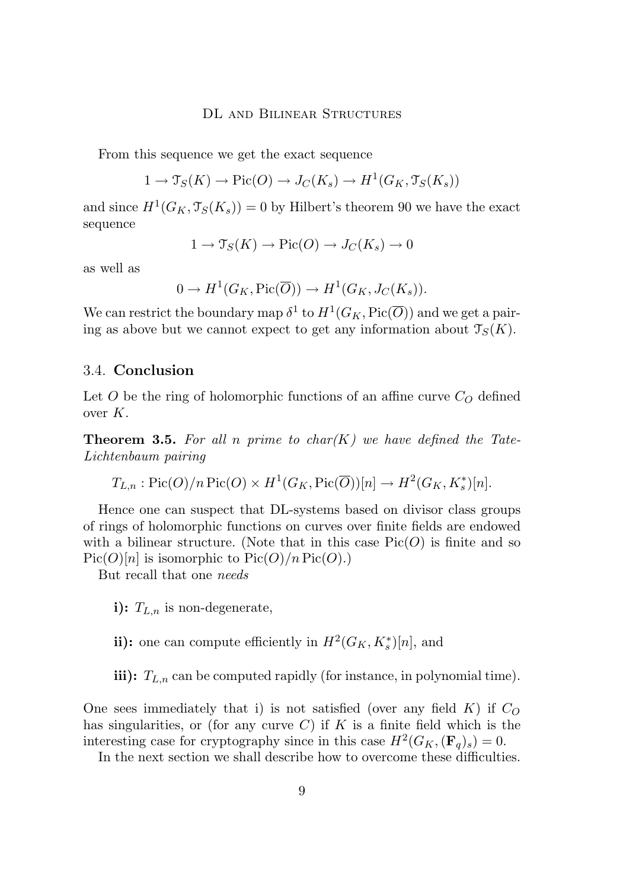From this sequence we get the exact sequence

$$1 \to \mathcal{T}_S(K) \to \mathrm{Pic}(O) \to J_C(K_s) \to H^1(G_K, \mathcal{T}_S(K_s))$$

and since $H^1(G_K, \mathcal{T}_S(K_s)) = 0$ by Hilbert's theorem 90 we have the exact sequence

$$1 \to \mathcal{T}_S(K) \to \mathrm{Pic}(O) \to J_C(K_s) \to 0$$

as well as

$$0 \to H^1(G_K, \mathrm{Pic}(\overline{O})) \to H^1(G_K, J_C(K_s)).$$

We can restrict the boundary map $\delta^1$ to $H^1(G_K, \mathrm{Pic}(\overline{O}))$ and we get a pairing as above but we cannot expect to get any information about $\mathcal{T}_S(K)$.

### 3.4. **Conclusion**

Let $O$ be the ring of holomorphic functions of an affine curve $C_O$ defined over $K$.

**Theorem 3.5.** *For all $n$ prime to char($K$) we have defined the Tate-Lichtenbaum pairing*

$$T_{L,n} : \mathrm{Pic}(O)/n\,\mathrm{Pic}(O) \times H^1(G_K, \mathrm{Pic}(\overline{O}))[n] \to H^2(G_K, K_s^*)[n].$$

Hence one can suspect that DL-systems based on divisor class groups of rings of holomorphic functions on curves over finite fields are endowed with a bilinear structure. (Note that in this case $\mathrm{Pic}(O)$ is finite and so $\mathrm{Pic}(O)[n]$ is isomorphic to $\mathrm{Pic}(O)/n\,\mathrm{Pic}(O)$.)

But recall that one *needs*

**i):** $T_{L,n}$ is non-degenerate,

**ii):** one can compute efficiently in $H^2(G_K, K_s^*)[n]$, and

**iii):** $T_{L,n}$ can be computed rapidly (for instance, in polynomial time).

One sees immediately that i) is not satisfied (over any field $K$) if $C_O$ has singularities, or (for any curve $C$) if $K$ is a finite field which is the interesting case for cryptography since in this case $H^2(G_K, (\mathbf{F}_q)_s) = 0$.

In the next section we shall describe how to overcome these difficulties.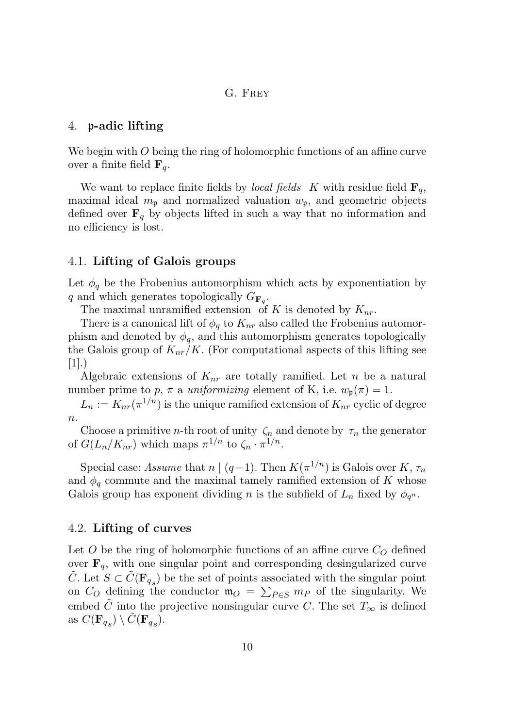## 4. $\mathfrak{p}$-adic lifting

We begin with $O$ being the ring of holomorphic functions of an affine curve over a finite field $\mathbf{F}_q$.

We want to replace finite fields by *local fields* $K$ with residue field $\mathbf{F}_q$, maximal ideal $m_\mathfrak{p}$ and normalized valuation $w_\mathfrak{p}$, and geometric objects defined over $\mathbf{F}_q$ by objects lifted in such a way that no information and no efficiency is lost.

### 4.1. Lifting of Galois groups

Let $\phi_q$ be the Frobenius automorphism which acts by exponentiation by $q$ and which generates topologically $G_{\mathbf{F}_q}$.

The maximal unramified extension of $K$ is denoted by $K_{nr}$.

There is a canonical lift of $\phi_q$ to $K_{nr}$ also called the Frobenius automorphism and denoted by $\phi_q$, and this automorphism generates topologically the Galois group of $K_{nr}/K$. (For computational aspects of this lifting see [1].)

Algebraic extensions of $K_{nr}$ are totally ramified. Let $n$ be a natural number prime to $p$, $\pi$ a *uniformizing* element of K, i.e. $w_\mathfrak{p}(\pi) = 1$.

$L_n := K_{nr}(\pi^{1/n})$ is the unique ramified extension of $K_{nr}$ cyclic of degree $n$.

Choose a primitive $n$-th root of unity $\zeta_n$ and denote by $\tau_n$ the generator of $G(L_n/K_{nr})$ which maps $\pi^{1/n}$ to $\zeta_n \cdot \pi^{1/n}$.

Special case: *Assume* that $n \mid (q-1)$. Then $K(\pi^{1/n})$ is Galois over $K$, $\tau_n$ and $\phi_q$ commute and the maximal tamely ramified extension of $K$ whose Galois group has exponent dividing $n$ is the subfield of $L_n$ fixed by $\phi_{q^n}$.

### 4.2. Lifting of curves

Let $O$ be the ring of holomorphic functions of an affine curve $C_O$ defined over $\mathbf{F}_q$, with one singular point and corresponding desingularized curve $\tilde{C}$. Let $S \subset \tilde{C}(\mathbf{F}_{q_s})$ be the set of points associated with the singular point on $C_O$ defining the conductor $\mathfrak{m}_O = \sum_{P \in S} m_P$ of the singularity. We embed $\tilde{C}$ into the projective nonsingular curve $C$. The set $T_\infty$ is defined as $C(\mathbf{F}_{q_s}) \setminus \tilde{C}(\mathbf{F}_{q_s})$.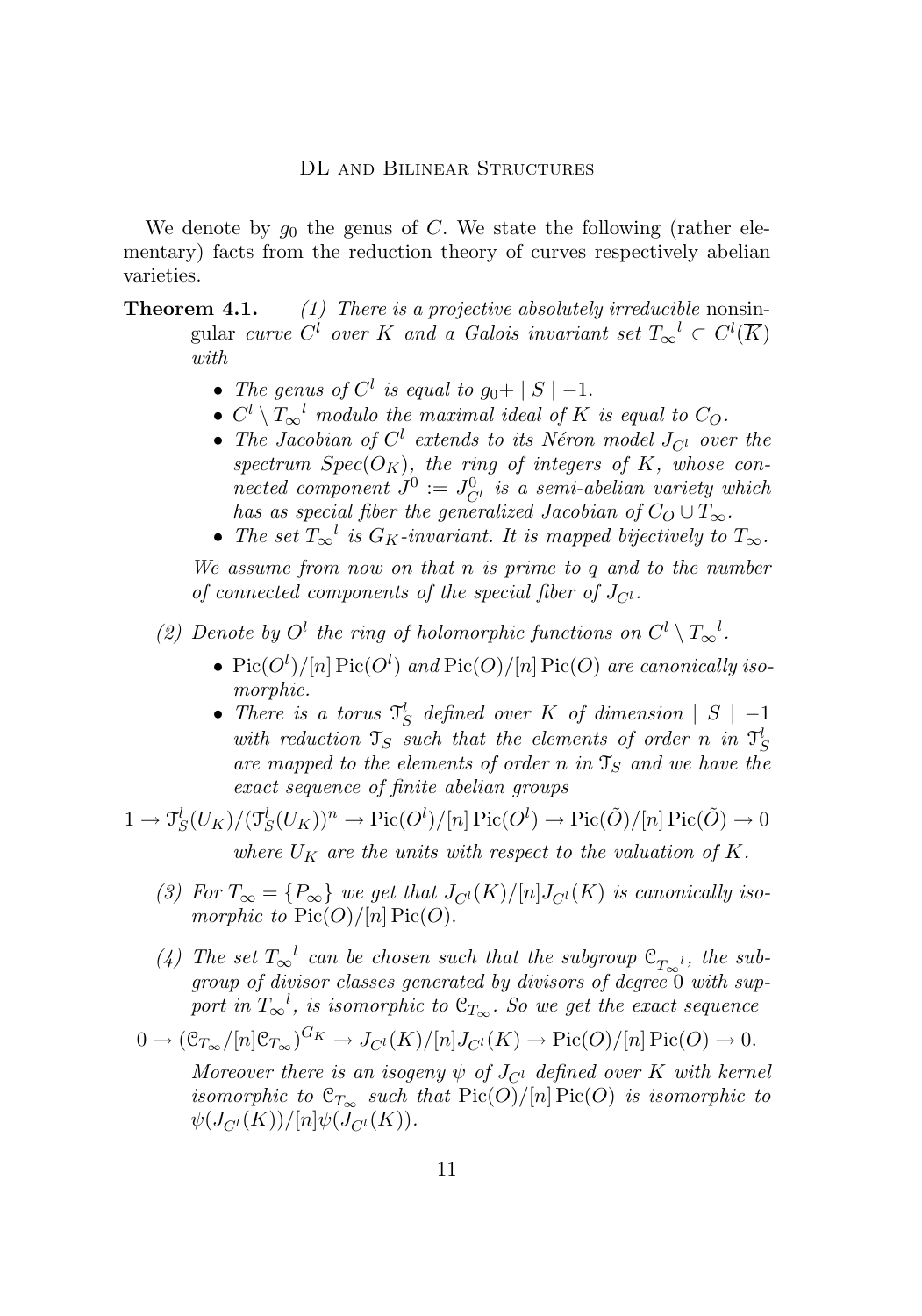We denote by $g_0$ the genus of $C$. We state the following (rather elementary) facts from the reduction theory of curves respectively abelian varieties.

**Theorem 4.1.** *(1) There is a projective absolutely irreducible* nonsingular *curve $C^l$ over $K$ and a Galois invariant set ${T_\infty}^l \subset C^l(\overline{K})$ with*

- *The genus of $C^l$ is equal to $g_0 + \mid S \mid -1$.*
- *$C^l \setminus {T_\infty}^l$ modulo the maximal ideal of $K$ is equal to $C_O$.*
- *The Jacobian of $C^l$ extends to its Néron model $J_{C^l}$ over the spectrum $Spec(O_K)$, the ring of integers of $K$, whose connected component $J^0 := J^0_{C^l}$ is a semi-abelian variety which has as special fiber the generalized Jacobian of $C_O \cup T_\infty$.*
- *The set ${T_\infty}^l$ is $G_K$-invariant. It is mapped bijectively to $T_\infty$.*

*We assume from now on that $n$ is prime to $q$ and to the number of connected components of the special fiber of $J_{C^l}$.*

*(2) Denote by $O^l$ the ring of holomorphic functions on $C^l \setminus {T_\infty}^l$.*

- *$\mathrm{Pic}(O^l)/[n]\,\mathrm{Pic}(O^l)$ and $\mathrm{Pic}(O)/[n]\,\mathrm{Pic}(O)$ are canonically isomorphic.*
- *There is a torus $\mathcal{T}^l_S$ defined over $K$ of dimension $\mid S \mid -1$ with reduction $\mathcal{T}_S$ such that the elements of order $n$ in $\mathcal{T}^l_S$ are mapped to the elements of order $n$ in $\mathcal{T}_S$ and we have the exact sequence of finite abelian groups*

$$1 \to \mathcal{T}^l_S(U_K)/(\mathcal{T}^l_S(U_K))^n \to \mathrm{Pic}(O^l)/[n]\,\mathrm{Pic}(O^l) \to \mathrm{Pic}(\tilde{O})/[n]\,\mathrm{Pic}(\tilde{O}) \to 0$$

*where $U_K$ are the units with respect to the valuation of $K$.*

*(3) For $T_\infty = \{P_\infty\}$ we get that $J_{C^l}(K)/[n]J_{C^l}(K)$ is canonically isomorphic to $\mathrm{Pic}(O)/[n]\,\mathrm{Pic}(O)$.*

*(4) The set ${T_\infty}^l$ can be chosen such that the subgroup $\mathcal{C}_{{T_\infty}^l}$, the subgroup of divisor classes generated by divisors of degree 0 with support in ${T_\infty}^l$, is isomorphic to $\mathcal{C}_{T_\infty}$. So we get the exact sequence*

$$0 \to (\mathcal{C}_{T_\infty}/[n]\mathcal{C}_{T_\infty})^{G_K} \to J_{C^l}(K)/[n]J_{C^l}(K) \to \mathrm{Pic}(O)/[n]\,\mathrm{Pic}(O) \to 0.$$

*Moreover there is an isogeny $\psi$ of $J_{C^l}$ defined over $K$ with kernel isomorphic to $\mathcal{C}_{T_\infty}$ such that $\mathrm{Pic}(O)/[n]\,\mathrm{Pic}(O)$ is isomorphic to $\psi(J_{C^l}(K))/[n]\psi(J_{C^l}(K))$.*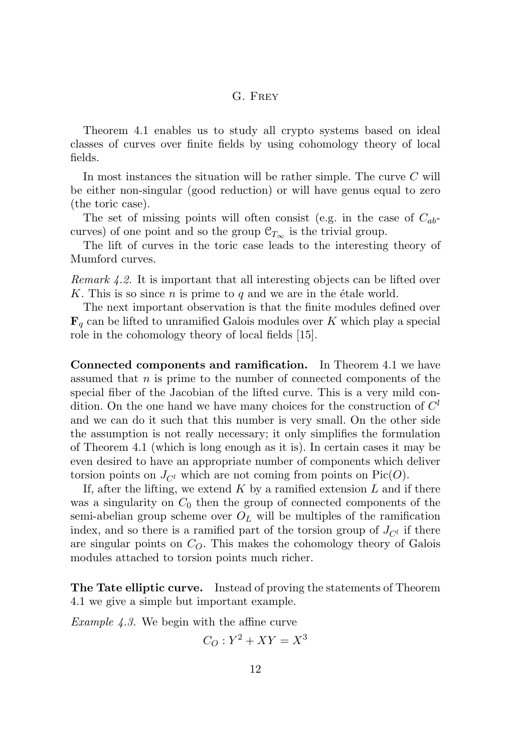Theorem 4.1 enables us to study all crypto systems based on ideal classes of curves over finite fields by using cohomology theory of local fields.

In most instances the situation will be rather simple. The curve $C$ will be either non-singular (good reduction) or will have genus equal to zero (the toric case).

The set of missing points will often consist (e.g. in the case of $C_{ab}$-curves) of one point and so the group $\mathcal{C}_{T_\infty}$ is the trivial group.

The lift of curves in the toric case leads to the interesting theory of Mumford curves.

*Remark 4.2.* It is important that all interesting objects can be lifted over $K$. This is so since $n$ is prime to $q$ and we are in the étale world.

The next important observation is that the finite modules defined over $\mathbf{F}_q$ can be lifted to unramified Galois modules over $K$ which play a special role in the cohomology theory of local fields [15].

**Connected components and ramification.** In Theorem 4.1 we have assumed that $n$ is prime to the number of connected components of the special fiber of the Jacobian of the lifted curve. This is a very mild condition. On the one hand we have many choices for the construction of $C^l$ and we can do it such that this number is very small. On the other side the assumption is not really necessary; it only simplifies the formulation of Theorem 4.1 (which is long enough as it is). In certain cases it may be even desired to have an appropriate number of components which deliver torsion points on $J_{C^l}$ which are not coming from points on $\mathrm{Pic}(O)$.

If, after the lifting, we extend $K$ by a ramified extension $L$ and if there was a singularity on $C_0$ then the group of connected components of the semi-abelian group scheme over $O_L$ will be multiples of the ramification index, and so there is a ramified part of the torsion group of $J_{C^l}$ if there are singular points on $C_O$. This makes the cohomology theory of Galois modules attached to torsion points much richer.

**The Tate elliptic curve.** Instead of proving the statements of Theorem 4.1 we give a simple but important example.

*Example 4.3.* We begin with the affine curve

$$C_O : Y^2 + XY = X^3$$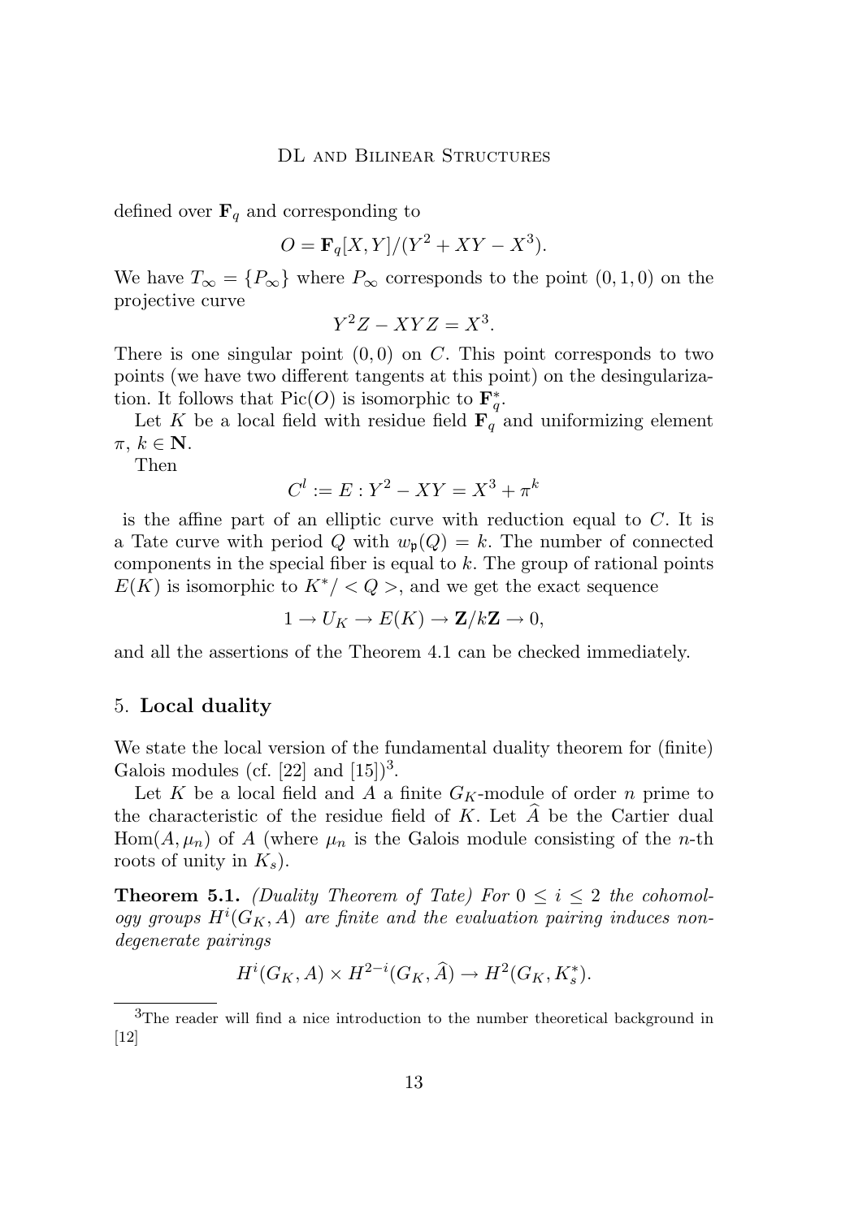defined over $\mathbf{F}_q$ and corresponding to

$$O = \mathbf{F}_q[X,Y]/(Y^2 + XY - X^3).$$

We have $T_\infty = \{P_\infty\}$ where $P_\infty$ corresponds to the point $(0,1,0)$ on the projective curve

$$Y^2Z - XYZ = X^3.$$

There is one singular point $(0,0)$ on $C$. This point corresponds to two points (we have two different tangents at this point) on the desingularization. It follows that $\mathrm{Pic}(O)$ is isomorphic to $\mathbf{F}_q^*$.

Let $K$ be a local field with residue field $\mathbf{F}_q$ and uniformizing element $\pi$, $k \in \mathbf{N}$.

Then

$$C^l := E : Y^2 - XY = X^3 + \pi^k$$

is the affine part of an elliptic curve with reduction equal to $C$. It is a Tate curve with period $Q$ with $w_{\mathfrak{p}}(Q) = k$. The number of connected components in the special fiber is equal to $k$. The group of rational points $E(K)$ is isomorphic to $K^*/ < Q >$, and we get the exact sequence

$$1 \to U_K \to E(K) \to \mathbf{Z}/k\mathbf{Z} \to 0,$$

and all the assertions of the Theorem 4.1 can be checked immediately.

## 5. Local duality

We state the local version of the fundamental duality theorem for (finite) Galois modules (cf. [22] and [15])[3].

Let $K$ be a local field and $A$ a finite $G_K$-module of order $n$ prime to the characteristic of the residue field of $K$. Let $\widehat{A}$ be the Cartier dual $\mathrm{Hom}(A, \mu_n)$ of $A$ (where $\mu_n$ is the Galois module consisting of the $n$-th roots of unity in $K_s$).

**Theorem 5.1.** *(Duality Theorem of Tate) For $0 \le i \le 2$ the cohomology groups $H^i(G_K, A)$ are finite and the evaluation pairing induces nondegenerate pairings*

$$H^i(G_K, A) \times H^{2-i}(G_K, \widehat{A}) \to H^2(G_K, K_s^*).$$

[3] The reader will find a nice introduction to the number theoretical background in [12]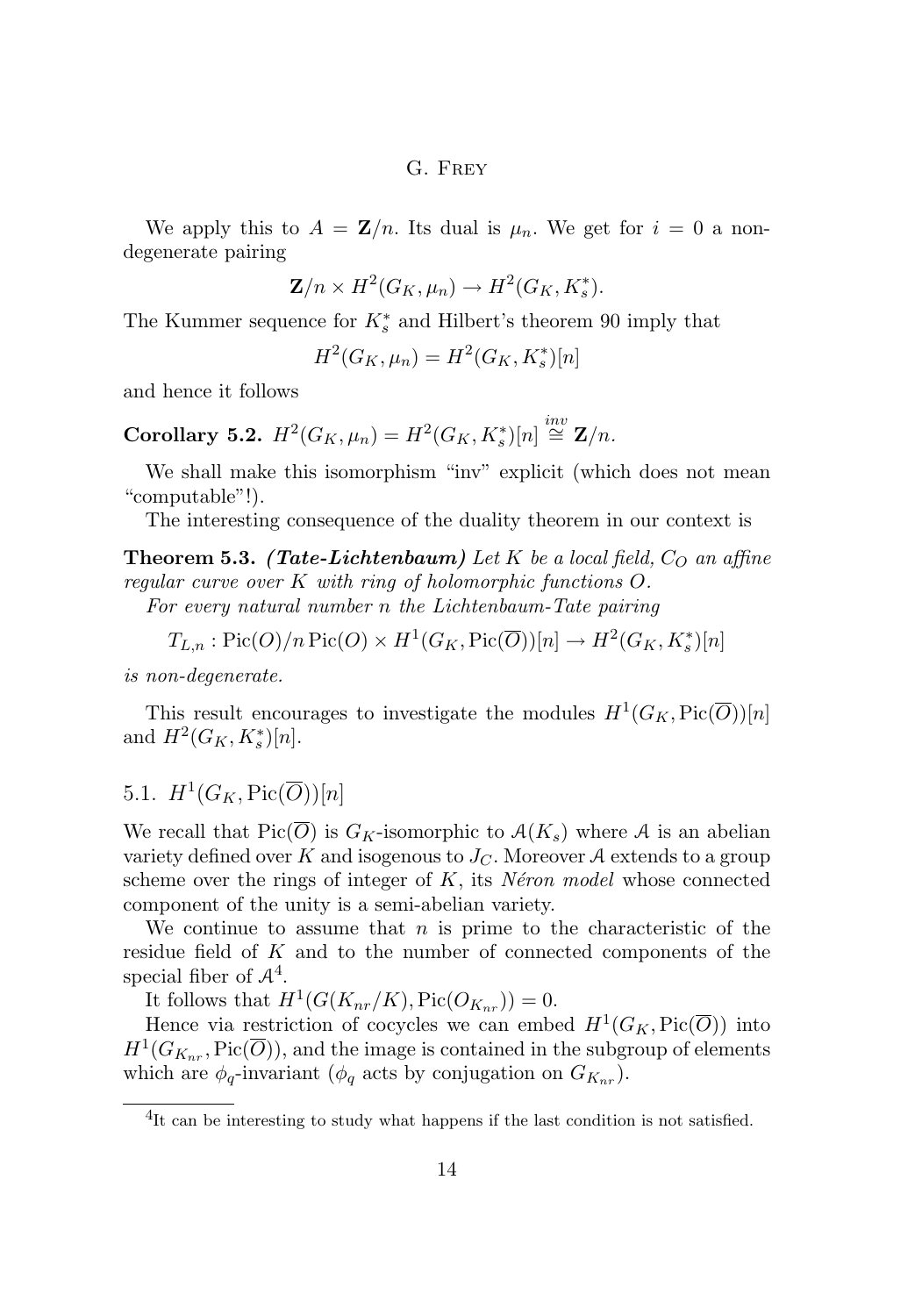We apply this to $A = \mathbf{Z}/n$. Its dual is $\mu_n$. We get for $i = 0$ a non-degenerate pairing

$$\mathbf{Z}/n \times H^2(G_K, \mu_n) \to H^2(G_K, K_s^*).$$

The Kummer sequence for $K_s^*$ and Hilbert's theorem 90 imply that

$$H^2(G_K, \mu_n) = H^2(G_K, K_s^*)[n]$$

and hence it follows

**Corollary 5.2.** $H^2(G_K, \mu_n) = H^2(G_K, K_s^*)[n] \overset{inv}{\cong} \mathbf{Z}/n$.

We shall make this isomorphism "inv" explicit (which does not mean "computable"!).

The interesting consequence of the duality theorem in our context is

**Theorem 5.3.** ***(Tate-Lichtenbaum)*** *Let $K$ be a local field, $C_O$ an affine regular curve over $K$ with ring of holomorphic functions $O$.*

*For every natural number $n$ the Lichtenbaum-Tate pairing*

$$T_{L,n} : \mathrm{Pic}(O)/n\,\mathrm{Pic}(O) \times H^1(G_K, \mathrm{Pic}(\overline{O}))[n] \to H^2(G_K, K_s^*)[n]$$

*is non-degenerate.*

This result encourages to investigate the modules $H^1(G_K, \mathrm{Pic}(\overline{O}))[n]$ and $H^2(G_K, K_s^*)[n]$.

## 5.1. $H^1(G_K, \mathrm{Pic}(\overline{O}))[n]$

We recall that $\mathrm{Pic}(\overline{O})$ is $G_K$-isomorphic to $\mathcal{A}(K_s)$ where $\mathcal{A}$ is an abelian variety defined over $K$ and isogenous to $J_C$. Moreover $\mathcal{A}$ extends to a group scheme over the rings of integer of $K$, its *Néron model* whose connected component of the unity is a semi-abelian variety.

We continue to assume that $n$ is prime to the characteristic of the residue field of $K$ and to the number of connected components of the special fiber of $\mathcal{A}$[4].

It follows that $H^1(G(K_{nr}/K), \mathrm{Pic}(O_{K_{nr}})) = 0$.

Hence via restriction of cocycles we can embed $H^1(G_K, \mathrm{Pic}(\overline{O}))$ into $H^1(G_{K_{nr}}, \mathrm{Pic}(\overline{O}))$, and the image is contained in the subgroup of elements which are $\phi_q$-invariant ($\phi_q$ acts by conjugation on $G_{K_{nr}}$).

[4]It can be interesting to study what happens if the last condition is not satisfied.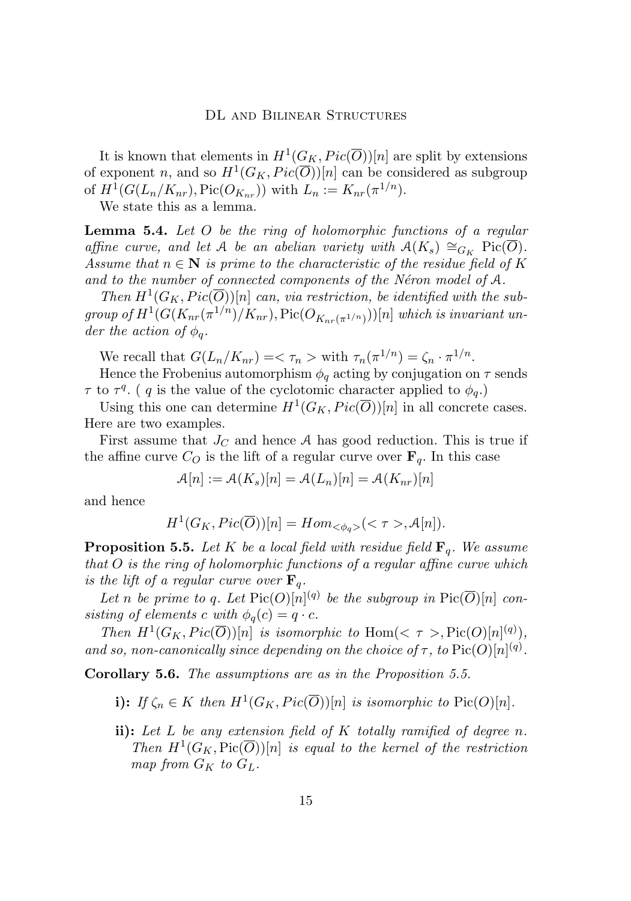It is known that elements in $H^1(G_K, Pic(\overline{O}))[n]$ are split by extensions of exponent $n$, and so $H^1(G_K, Pic(\overline{O}))[n]$ can be considered as subgroup of $H^1(G(L_n/K_{nr}), \mathrm{Pic}(O_{K_{nr}}))$ with $L_n := K_{nr}(\pi^{1/n})$.

We state this as a lemma.

**Lemma 5.4.** *Let $O$ be the ring of holomorphic functions of a regular affine curve, and let $\mathcal{A}$ be an abelian variety with $\mathcal{A}(K_s) \cong_{G_K} \mathrm{Pic}(\overline{O})$. Assume that $n \in \mathbf{N}$ is prime to the characteristic of the residue field of $K$ and to the number of connected components of the Néron model of $\mathcal{A}$.*

*Then $H^1(G_K, Pic(\overline{O}))[n]$ can, via restriction, be identified with the subgroup of $H^1(G(K_{nr}(\pi^{1/n})/K_{nr}), \mathrm{Pic}(O_{K_{nr}(\pi^{1/n})}))[n]$ which is invariant under the action of $\phi_q$.*

We recall that $G(L_n/K_{nr}) =< \tau_n >$ with $\tau_n(\pi^{1/n}) = \zeta_n \cdot \pi^{1/n}$.

Hence the Frobenius automorphism $\phi_q$ acting by conjugation on $\tau$ sends $\tau$ to $\tau^q$. ( $q$ is the value of the cyclotomic character applied to $\phi_q$.)

Using this one can determine $H^1(G_K, Pic(\overline{O}))[n]$ in all concrete cases. Here are two examples.

First assume that $J_C$ and hence $\mathcal{A}$ has good reduction. This is true if the affine curve $C_O$ is the lift of a regular curve over $\mathbf{F}_q$. In this case

$$\mathcal{A}[n] := \mathcal{A}(K_s)[n] = \mathcal{A}(L_n)[n] = \mathcal{A}(K_{nr})[n]$$

and hence

$$H^1(G_K, Pic(\overline{O}))[n] = Hom_{<\phi_q>}(<\tau>, \mathcal{A}[n]).$$

**Proposition 5.5.** *Let $K$ be a local field with residue field $\mathbf{F}_q$. We assume that $O$ is the ring of holomorphic functions of a regular affine curve which is the lift of a regular curve over $\mathbf{F}_q$.*

*Let $n$ be prime to $q$. Let $\mathrm{Pic}(O)[n]^{(q)}$ be the subgroup in $\mathrm{Pic}(\overline{O})[n]$ consisting of elements $c$ with $\phi_q(c) = q \cdot c$.*

*Then $H^1(G_K, Pic(\overline{O}))[n]$ is isomorphic to $\mathrm{Hom}(<\tau>, \mathrm{Pic}(O)[n]^{(q)})$, and so, non-canonically since depending on the choice of $\tau$, to $\mathrm{Pic}(O)[n]^{(q)}$.*

**Corollary 5.6.** *The assumptions are as in the Proposition 5.5.*

- **i):** *If $\zeta_n \in K$ then $H^1(G_K, Pic(\overline{O}))[n]$ is isomorphic to $\mathrm{Pic}(O)[n]$.*
- **ii):** *Let $L$ be any extension field of $K$ totally ramified of degree $n$. Then $H^1(G_K, \mathrm{Pic}(\overline{O}))[n]$ is equal to the kernel of the restriction map from $G_K$ to $G_L$.*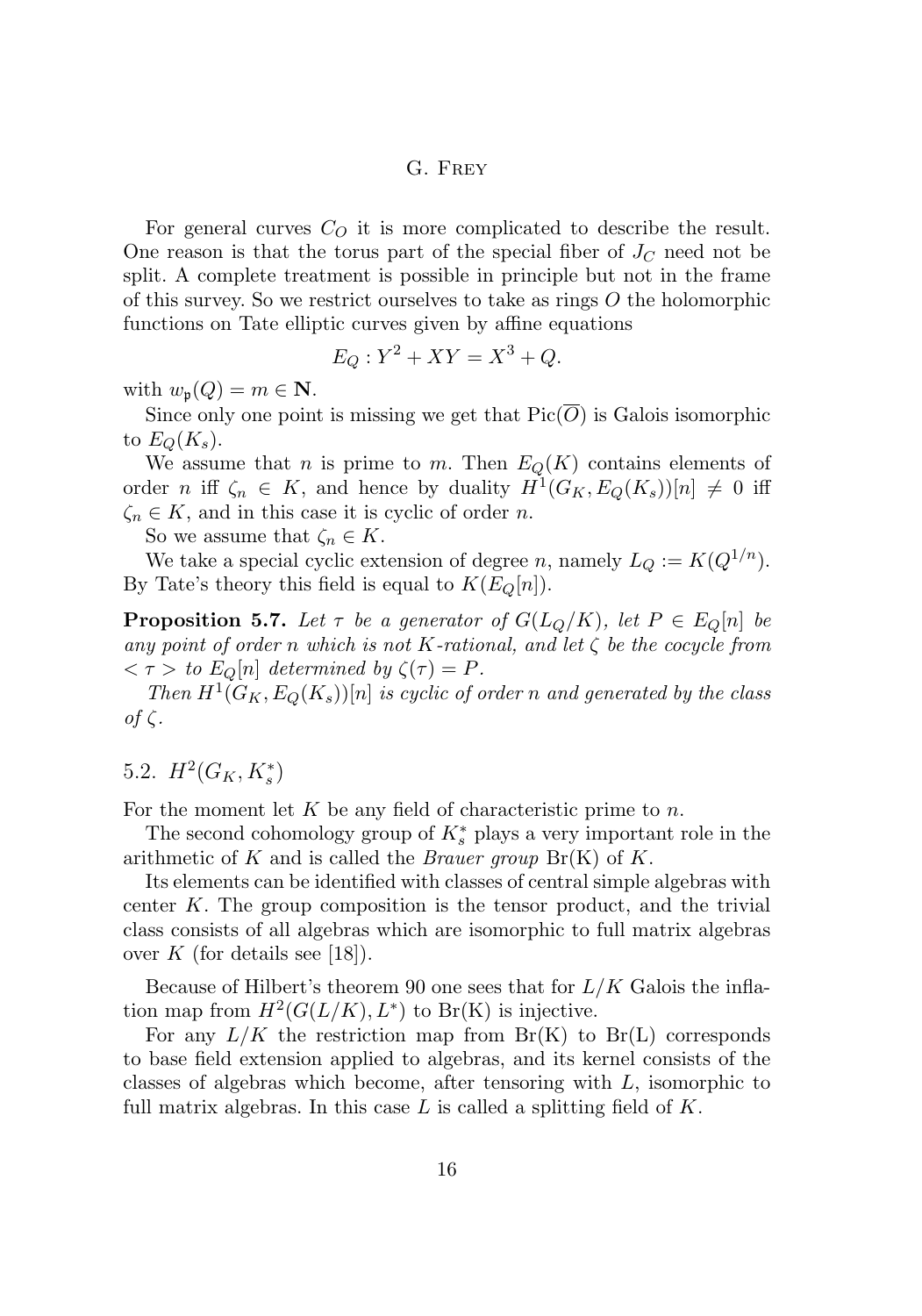For general curves $C_O$ it is more complicated to describe the result. One reason is that the torus part of the special fiber of $J_C$ need not be split. A complete treatment is possible in principle but not in the frame of this survey. So we restrict ourselves to take as rings $O$ the holomorphic functions on Tate elliptic curves given by affine equations

$$E_Q : Y^2 + XY = X^3 + Q.$$

with $w_{\mathfrak{p}}(Q) = m \in \mathbf{N}$.

Since only one point is missing we get that $\mathrm{Pic}(\overline{O})$ is Galois isomorphic to $E_Q(K_s)$.

We assume that $n$ is prime to $m$. Then $E_Q(K)$ contains elements of order $n$ iff $\zeta_n \in K$, and hence by duality $H^1(G_K, E_Q(K_s))[n] \neq 0$ iff $\zeta_n \in K$, and in this case it is cyclic of order $n$.

So we assume that $\zeta_n \in K$.

We take a special cyclic extension of degree $n$, namely $L_Q := K(Q^{1/n})$. By Tate's theory this field is equal to $K(E_Q[n])$.

**Proposition 5.7.** *Let $\tau$ be a generator of $G(L_Q/K)$, let $P \in E_Q[n]$ be any point of order $n$ which is not $K$-rational, and let $\zeta$ be the cocycle from $< \tau >$ to $E_Q[n]$ determined by $\zeta(\tau) = P$.*

*Then $H^1(G_K, E_Q(K_s))[n]$ is cyclic of order $n$ and generated by the class of $\zeta$.*

## 5.2. $H^2(G_K, K_s^*)$

For the moment let $K$ be any field of characteristic prime to $n$.

The second cohomology group of $K_s^*$ plays a very important role in the arithmetic of $K$ and is called the *Brauer group* Br(K) of $K$.

Its elements can be identified with classes of central simple algebras with center $K$. The group composition is the tensor product, and the trivial class consists of all algebras which are isomorphic to full matrix algebras over $K$ (for details see [18]).

Because of Hilbert's theorem 90 one sees that for $L/K$ Galois the inflation map from $H^2(G(L/K), L^*)$ to Br(K) is injective.

For any $L/K$ the restriction map from Br(K) to Br(L) corresponds to base field extension applied to algebras, and its kernel consists of the classes of algebras which become, after tensoring with $L$, isomorphic to full matrix algebras. In this case $L$ is called a splitting field of $K$.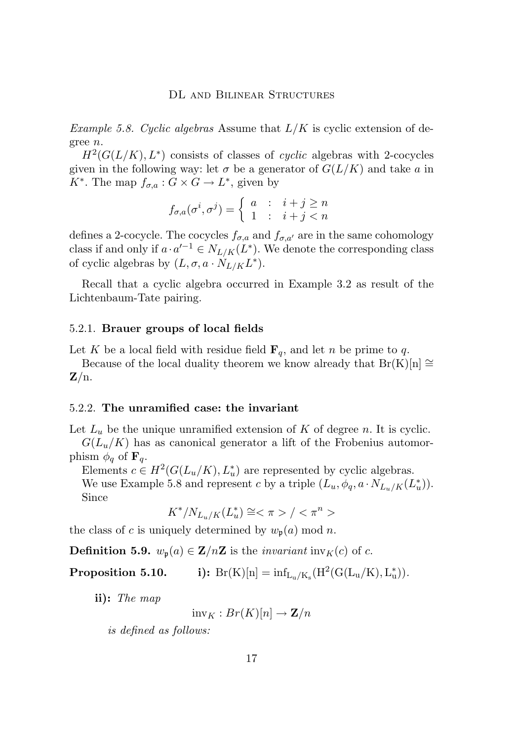*Example 5.8. Cyclic algebras* Assume that $L/K$ is cyclic extension of degree $n$.

$H^2(G(L/K), L^*)$ consists of classes of *cyclic* algebras with 2-cocycles given in the following way: let $\sigma$ be a generator of $G(L/K)$ and take $a$ in $K^*$. The map $f_{\sigma,a} : G \times G \to L^*$, given by

$$f_{\sigma,a}(\sigma^i, \sigma^j) = \begin{cases} a & : \quad i+j \geq n \\ 1 & : \quad i+j < n \end{cases}$$

defines a 2-cocycle. The cocycles $f_{\sigma,a}$ and $f_{\sigma,a'}$ are in the same cohomology class if and only if $a \cdot a'^{-1} \in N_{L/K}(L^*)$. We denote the corresponding class of cyclic algebras by $(L, \sigma, a \cdot N_{L/K}L^*)$.

Recall that a cyclic algebra occurred in Example 3.2 as result of the Lichtenbaum-Tate pairing.

### 5.2.1. Brauer groups of local fields

Let $K$ be a local field with residue field $\mathbf{F}_q$, and let $n$ be prime to $q$.

Because of the local duality theorem we know already that $\mathrm{Br(K)[n]} \cong \mathbf{Z}/\mathrm{n}$.

### 5.2.2. The unramified case: the invariant

Let $L_u$ be the unique unramified extension of $K$ of degree $n$. It is cyclic.

$G(L_u/K)$ has as canonical generator a lift of the Frobenius automorphism $\phi_q$ of $\mathbf{F}_q$.

Elements $c \in H^2(G(L_u/K), L_u^*)$ are represented by cyclic algebras.

We use Example 5.8 and represent $c$ by a triple $(L_u, \phi_q, a \cdot N_{L_u/K}(L_u^*))$.

Since

$$K^*/N_{L_u/K}(L_u^*) \cong <\pi> / <\pi^n>$$

the class of $c$ is uniquely determined by $w_{\mathfrak{p}}(a) \bmod n$.

**Definition 5.9.** $w_{\mathfrak{p}}(a) \in \mathbf{Z}/n\mathbf{Z}$ is the *invariant* $\mathrm{inv}_K(c)$ of $c$.

**Proposition 5.10.** **i):** $\mathrm{Br(K)[n]} = \mathrm{inf_{L_u/K_s}(H^2(G(L_u/K), L_u^*))}$.

**ii):** *The map*

$$\mathrm{inv}_K : Br(K)[n] \to \mathbf{Z}/n$$

*is defined as follows:*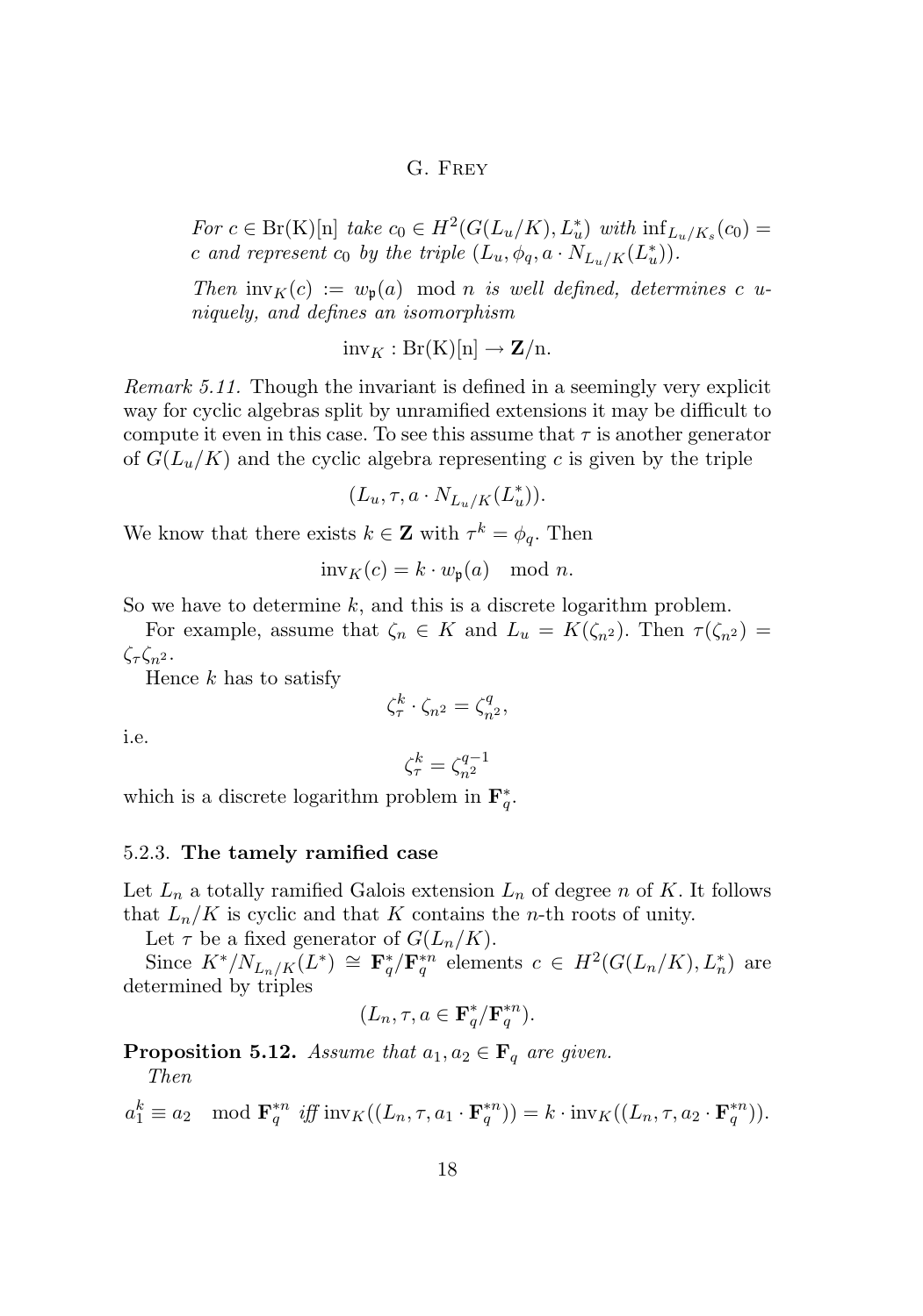*For $c \in \mathrm{Br(K)[n]}$ take $c_0 \in H^2(G(L_u/K), L_u^*)$ with $\inf_{L_u/K_s}(c_0) = c$ and represent $c_0$ by the triple $(L_u, \phi_q, a \cdot N_{L_u/K}(L_u^*))$.*

*Then $\mathrm{inv}_K(c) := w_{\mathfrak{p}}(a) \mod n$ is well defined, determines $c$ uniquely, and defines an isomorphism*

$$\mathrm{inv}_K : \mathrm{Br(K)[n]} \to \mathbf{Z}/\mathrm{n}.$$

*Remark 5.11.* Though the invariant is defined in a seemingly very explicit way for cyclic algebras split by unramified extensions it may be difficult to compute it even in this case. To see this assume that $\tau$ is another generator of $G(L_u/K)$ and the cyclic algebra representing $c$ is given by the triple

$$(L_u, \tau, a \cdot N_{L_u/K}(L_u^*)).$$

We know that there exists $k \in \mathbf{Z}$ with $\tau^k = \phi_q$. Then

$$\mathrm{inv}_K(c) = k \cdot w_{\mathfrak{p}}(a) \mod n.$$

So we have to determine $k$, and this is a discrete logarithm problem.

For example, assume that $\zeta_n \in K$ and $L_u = K(\zeta_{n^2})$. Then $\tau(\zeta_{n^2}) = \zeta_\tau \zeta_{n^2}$.

Hence $k$ has to satisfy

$$\zeta_\tau^k \cdot \zeta_{n^2} = \zeta_{n^2}^q,$$

i.e.

$$\zeta_\tau^k = \zeta_{n^2}^{q-1}$$

which is a discrete logarithm problem in $\mathbf{F}_q^*$.

### 5.2.3. **The tamely ramified case**

Let $L_n$ a totally ramified Galois extension $L_n$ of degree $n$ of $K$. It follows that $L_n/K$ is cyclic and that $K$ contains the $n$-th roots of unity.

Let $\tau$ be a fixed generator of $G(L_n/K)$.

Since $K^*/N_{L_n/K}(L^*) \cong \mathbf{F}_q^*/\mathbf{F}_q^{*n}$ elements $c \in H^2(G(L_n/K), L_n^*)$ are determined by triples

$$(L_n, \tau, a \in \mathbf{F}_q^*/\mathbf{F}_q^{*n}).$$

**Proposition 5.12.** *Assume that $a_1, a_2 \in \mathbf{F}_q$ are given.*
*Then*

$$a_1^k \equiv a_2 \mod \mathbf{F}_q^{*n} \text{ iff } \mathrm{inv}_K((L_n, \tau, a_1 \cdot \mathbf{F}_q^{*n})) = k \cdot \mathrm{inv}_K((L_n, \tau, a_2 \cdot \mathbf{F}_q^{*n})).$$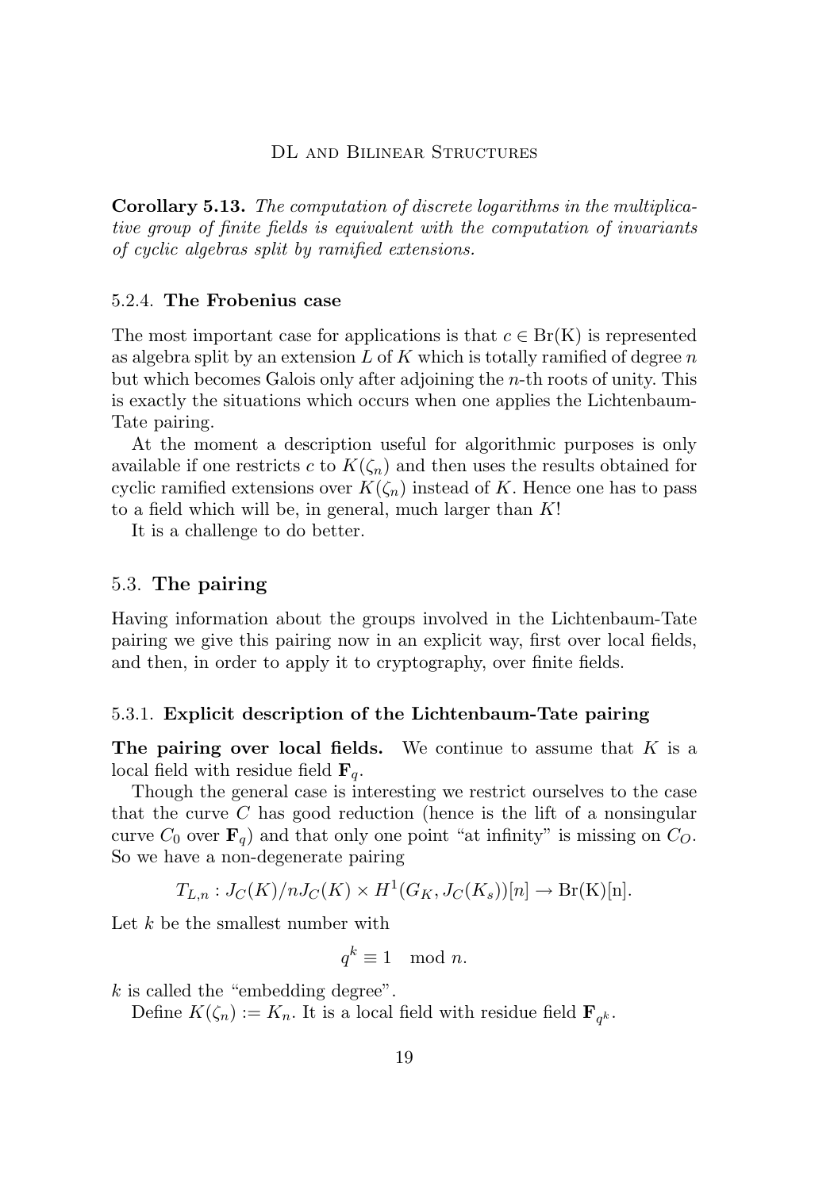**Corollary 5.13.** *The computation of discrete logarithms in the multiplicative group of finite fields is equivalent with the computation of invariants of cyclic algebras split by ramified extensions.*

#### 5.2.4. The Frobenius case

The most important case for applications is that $c \in \mathrm{Br(K)}$ is represented as algebra split by an extension $L$ of $K$ which is totally ramified of degree $n$ but which becomes Galois only after adjoining the $n$-th roots of unity. This is exactly the situations which occurs when one applies the Lichtenbaum-Tate pairing.

At the moment a description useful for algorithmic purposes is only available if one restricts $c$ to $K(\zeta_n)$ and then uses the results obtained for cyclic ramified extensions over $K(\zeta_n)$ instead of $K$. Hence one has to pass to a field which will be, in general, much larger than $K$!

It is a challenge to do better.

### 5.3. The pairing

Having information about the groups involved in the Lichtenbaum-Tate pairing we give this pairing now in an explicit way, first over local fields, and then, in order to apply it to cryptography, over finite fields.

#### 5.3.1. Explicit description of the Lichtenbaum-Tate pairing

**The pairing over local fields.** We continue to assume that $K$ is a local field with residue field $\mathbf{F}_q$.

Though the general case is interesting we restrict ourselves to the case that the curve $C$ has good reduction (hence is the lift of a nonsingular curve $C_0$ over $\mathbf{F}_q$) and that only one point "at infinity" is missing on $C_O$. So we have a non-degenerate pairing

$$T_{L,n} : J_C(K)/nJ_C(K) \times H^1(G_K, J_C(K_s))[n] \rightarrow \mathrm{Br(K)[n]}.$$

Let $k$ be the smallest number with

$$q^k \equiv 1 \mod n.$$

$k$ is called the "embedding degree".

Define $K(\zeta_n) := K_n$. It is a local field with residue field $\mathbf{F}_{q^k}$.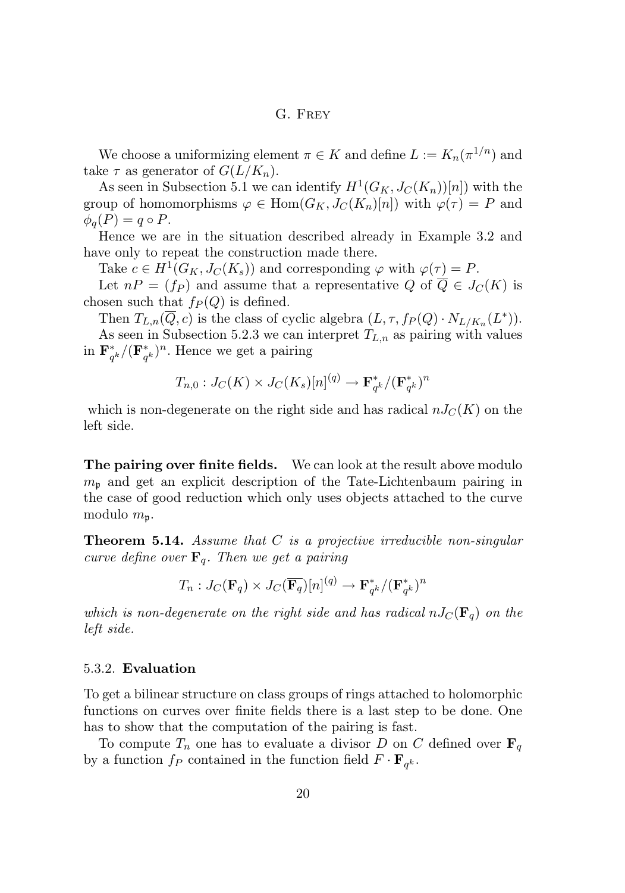We choose a uniformizing element $\pi \in K$ and define $L := K_n(\pi^{1/n})$ and take $\tau$ as generator of $G(L/K_n)$.

As seen in Subsection 5.1 we can identify $H^1(G_K, J_C(K_n))[n])$ with the group of homomorphisms $\varphi \in \mathrm{Hom}(G_K, J_C(K_n)[n])$ with $\varphi(\tau) = P$ and $\phi_q(P) = q \circ P$.

Hence we are in the situation described already in Example 3.2 and have only to repeat the construction made there.

Take $c \in H^1(G_K, J_C(K_s))$ and corresponding $\varphi$ with $\varphi(\tau) = P$.

Let $nP = (f_P)$ and assume that a representative $Q$ of $\overline{Q} \in J_C(K)$ is chosen such that $f_P(Q)$ is defined.

Then $T_{L,n}(\overline{Q}, c)$ is the class of cyclic algebra $(L, \tau, f_P(Q) \cdot N_{L/K_n}(L^*))$.

As seen in Subsection 5.2.3 we can interpret $T_{L,n}$ as pairing with values in $\mathbf{F}_{q^k}^*/(\mathbf{F}_{q^k}^*)^n$. Hence we get a pairing

$$T_{n,0} : J_C(K) \times J_C(K_s)[n]^{(q)} \to \mathbf{F}_{q^k}^*/(\mathbf{F}_{q^k}^*)^n$$

which is non-degenerate on the right side and has radical $nJ_C(K)$ on the left side.

**The pairing over finite fields.** We can look at the result above modulo $m_\mathfrak{p}$ and get an explicit description of the Tate-Lichtenbaum pairing in the case of good reduction which only uses objects attached to the curve modulo $m_\mathfrak{p}$.

**Theorem 5.14.** *Assume that $C$ is a projective irreducible non-singular curve define over $\mathbf{F}_q$. Then we get a pairing*

$$T_n : J_C(\mathbf{F}_q) \times J_C(\overline{\mathbf{F}_q})[n]^{(q)} \to \mathbf{F}_{q^k}^*/(\mathbf{F}_{q^k}^*)^n$$

*which is non-degenerate on the right side and has radical $nJ_C(\mathbf{F}_q)$ on the left side.*

### 5.3.2. Evaluation

To get a bilinear structure on class groups of rings attached to holomorphic functions on curves over finite fields there is a last step to be done. One has to show that the computation of the pairing is fast.

To compute $T_n$ one has to evaluate a divisor $D$ on $C$ defined over $\mathbf{F}_q$ by a function $f_P$ contained in the function field $F \cdot \mathbf{F}_{q^k}$.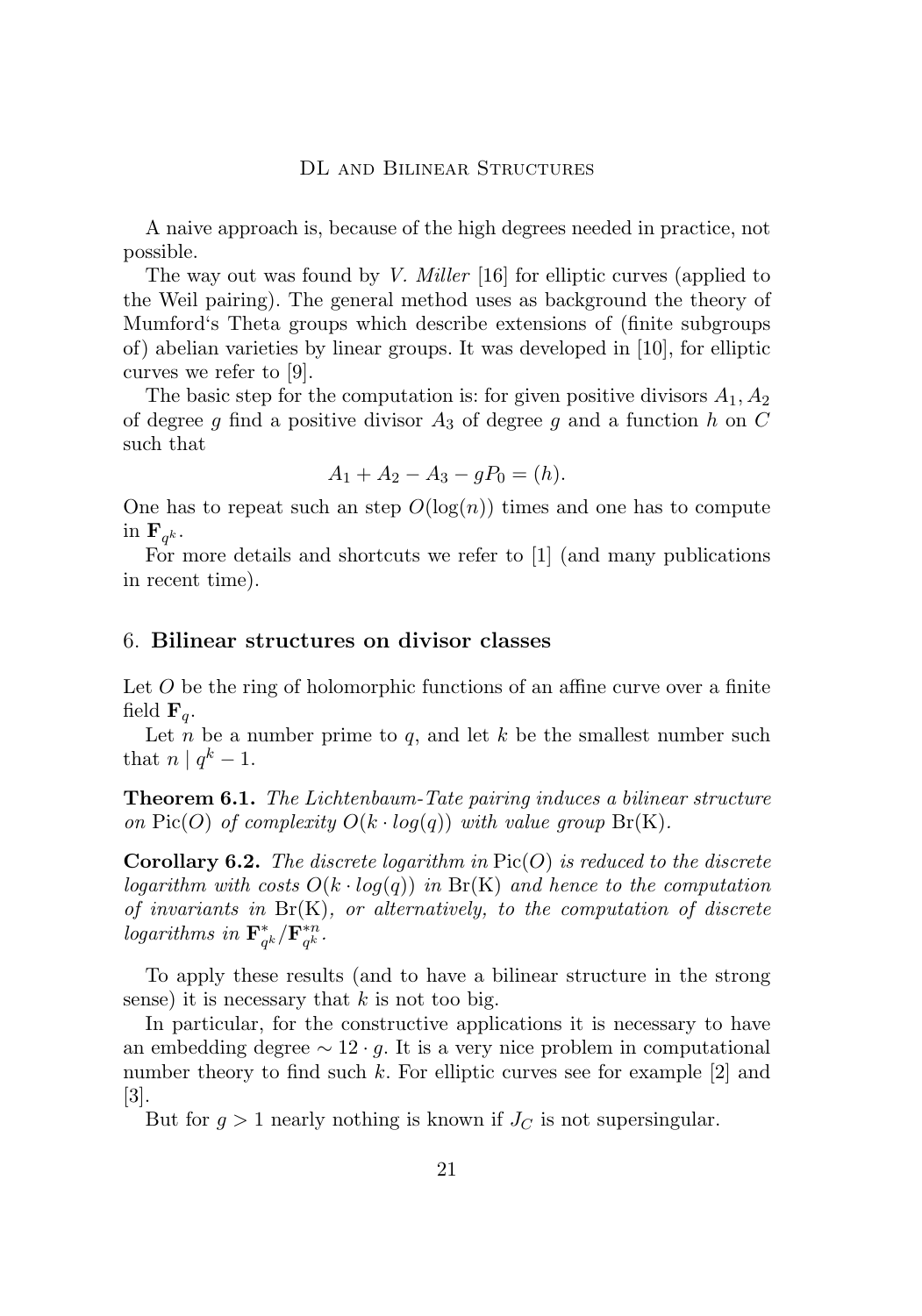A naive approach is, because of the high degrees needed in practice, not possible.

The way out was found by *V. Miller* [16] for elliptic curves (applied to the Weil pairing). The general method uses as background the theory of Mumford's Theta groups which describe extensions of (finite subgroups of) abelian varieties by linear groups. It was developed in [10], for elliptic curves we refer to [9].

The basic step for the computation is: for given positive divisors $A_1, A_2$ of degree $g$ find a positive divisor $A_3$ of degree $g$ and a function $h$ on $C$ such that

$$A_1 + A_2 - A_3 - gP_0 = (h).$$

One has to repeat such an step $O(\log(n))$ times and one has to compute in $\mathbf{F}_{q^k}$.

For more details and shortcuts we refer to [1] (and many publications in recent time).

## 6. Bilinear structures on divisor classes

Let $O$ be the ring of holomorphic functions of an affine curve over a finite field $\mathbf{F}_q$.

Let $n$ be a number prime to $q$, and let $k$ be the smallest number such that $n \mid q^k - 1$.

**Theorem 6.1.** *The Lichtenbaum-Tate pairing induces a bilinear structure on* $\mathrm{Pic}(O)$ *of complexity* $O(k \cdot log(q))$ *with value group* $\mathrm{Br(K)}$*.*

**Corollary 6.2.** *The discrete logarithm in* $\mathrm{Pic}(O)$ *is reduced to the discrete logarithm with costs* $O(k \cdot log(q))$ *in* $\mathrm{Br(K)}$ *and hence to the computation of invariants in* $\mathrm{Br(K)}$*, or alternatively, to the computation of discrete logarithms in* $\mathbf{F}_{q^k}^{*}/\mathbf{F}_{q^k}^{*n}$*.*

To apply these results (and to have a bilinear structure in the strong sense) it is necessary that $k$ is not too big.

In particular, for the constructive applications it is necessary to have an embedding degree $\sim 12 \cdot g$. It is a very nice problem in computational number theory to find such $k$. For elliptic curves see for example [2] and [3].

But for $g > 1$ nearly nothing is known if $J_C$ is not supersingular.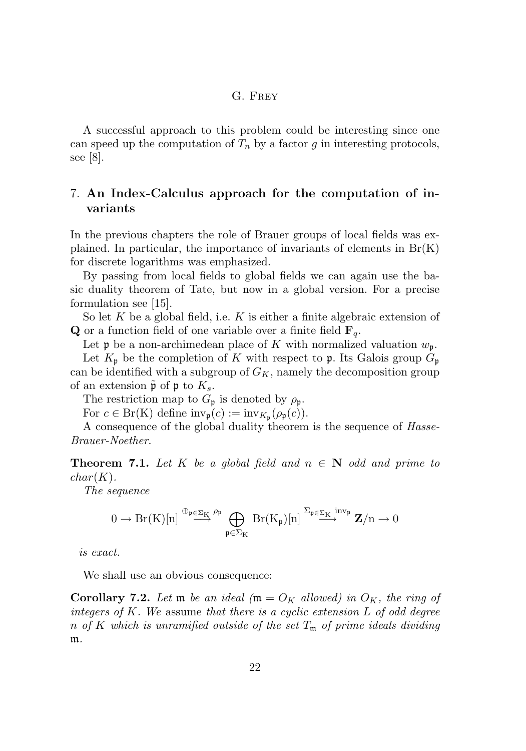A successful approach to this problem could be interesting since one can speed up the computation of $T_n$ by a factor $g$ in interesting protocols, see [8].

## 7. An Index-Calculus approach for the computation of invariants

In the previous chapters the role of Brauer groups of local fields was explained. In particular, the importance of invariants of elements in $\mathrm{Br(K)}$ for discrete logarithms was emphasized.

By passing from local fields to global fields we can again use the basic duality theorem of Tate, but now in a global version. For a precise formulation see [15].

So let $K$ be a global field, i.e. $K$ is either a finite algebraic extension of $\mathbf{Q}$ or a function field of one variable over a finite field $\mathbf{F}_q$.

Let $\mathfrak{p}$ be a non-archimedean place of $K$ with normalized valuation $w_\mathfrak{p}$.

Let $K_\mathfrak{p}$ be the completion of $K$ with respect to $\mathfrak{p}$. Its Galois group $G_\mathfrak{p}$ can be identified with a subgroup of $G_K$, namely the decomposition group of an extension $\tilde{\mathfrak{p}}$ of $\mathfrak{p}$ to $K_s$.

The restriction map to $G_\mathfrak{p}$ is denoted by $\rho_\mathfrak{p}$.

For $c \in \mathrm{Br(K)}$ define $\mathrm{inv}_\mathfrak{p}(c) := \mathrm{inv}_{K_\mathfrak{p}}(\rho_\mathfrak{p}(c))$.

A consequence of the global duality theorem is the sequence of *Hasse-Brauer-Noether*.

**Theorem 7.1.** *Let $K$ be a global field and $n \in \mathbf{N}$ odd and prime to $char(K)$.*

*The sequence*

$$0 \to \mathrm{Br(K)[n]} \stackrel{\oplus_{\mathfrak{p}\in\Sigma_K}\rho_\mathfrak{p}}{\longrightarrow} \bigoplus_{\mathfrak{p}\in\Sigma_K} \mathrm{Br(K_\mathfrak{p})[n]} \stackrel{\Sigma_{\mathfrak{p}\in\Sigma_K}\mathrm{inv}_\mathfrak{p}}{\longrightarrow} \mathbf{Z}/n \to 0$$

*is exact.*

We shall use an obvious consequence:

**Corollary 7.2.** *Let $\mathfrak{m}$ be an ideal ($\mathfrak{m} = O_K$ allowed) in $O_K$, the ring of integers of $K$. We* assume *that there is a cyclic extension $L$ of odd degree $n$ of $K$ which is unramified outside of the set $T_\mathfrak{m}$ of prime ideals dividing $\mathfrak{m}$.*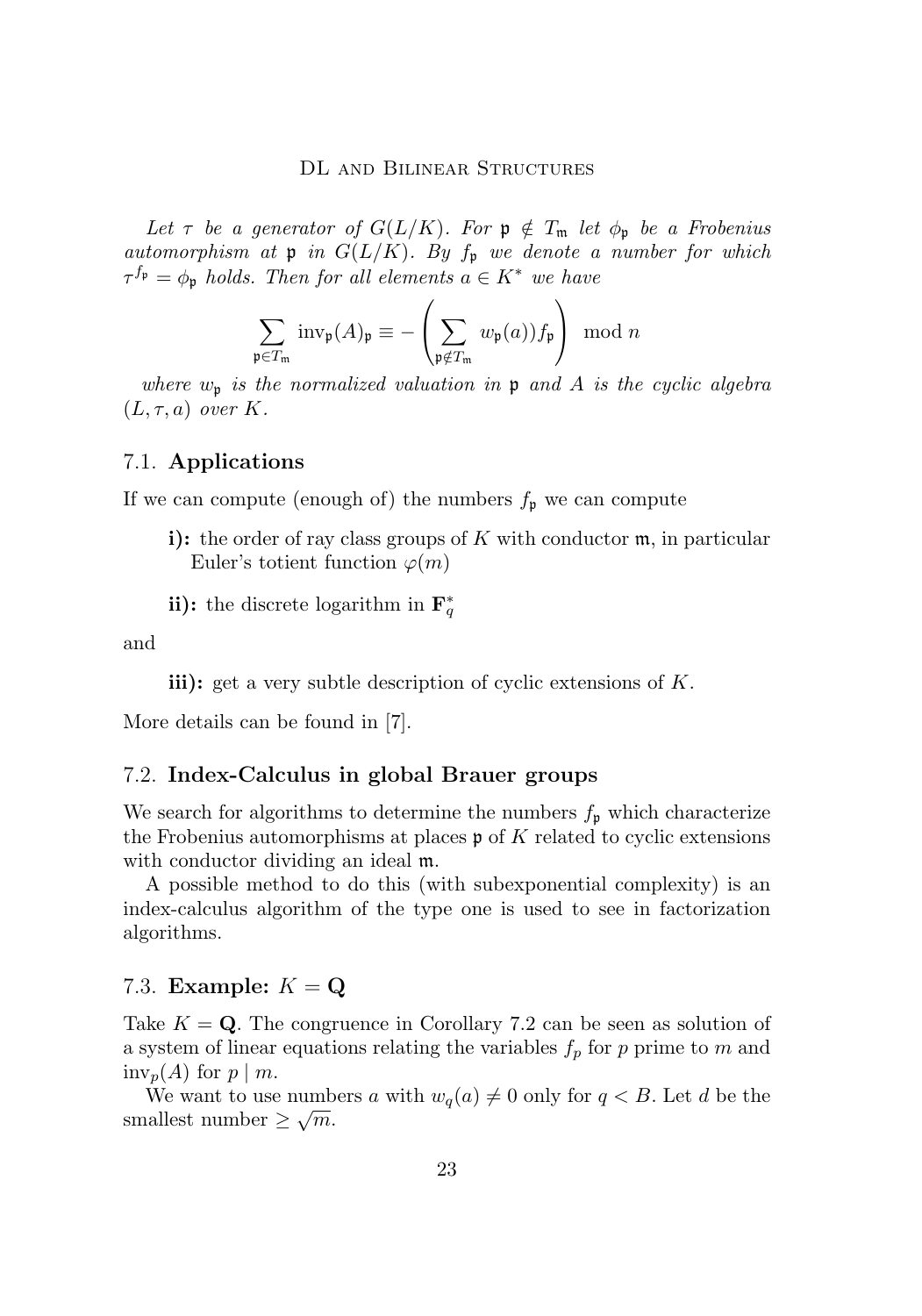*Let $\tau$ be a generator of $G(L/K)$. For $\mathfrak{p} \notin T_{\mathfrak{m}}$ let $\phi_{\mathfrak{p}}$ be a Frobenius automorphism at $\mathfrak{p}$ in $G(L/K)$. By $f_{\mathfrak{p}}$ we denote a number for which $\tau^{f_{\mathfrak{p}}} = \phi_{\mathfrak{p}}$ holds. Then for all elements $a \in K^*$ we have*

$$\sum_{\mathfrak{p} \in T_{\mathfrak{m}}} \mathrm{inv}_{\mathfrak{p}}(A)_{\mathfrak{p}} \equiv -\left( \sum_{\mathfrak{p} \notin T_{\mathfrak{m}}} w_{\mathfrak{p}}(a)) f_{\mathfrak{p}} \right) \mod n$$

*where $w_{\mathfrak{p}}$ is the normalized valuation in $\mathfrak{p}$ and $A$ is the cyclic algebra $(L, \tau, a)$ over $K$.*

### 7.1. Applications

If we can compute (enough of) the numbers $f_{\mathfrak{p}}$ we can compute

- **i):** the order of ray class groups of $K$ with conductor $\mathfrak{m}$, in particular Euler's totient function $\varphi(m)$
- **ii):** the discrete logarithm in $\mathbf{F}_q^*$

and

- **iii):** get a very subtle description of cyclic extensions of $K$.

More details can be found in [7].

### 7.2. Index-Calculus in global Brauer groups

We search for algorithms to determine the numbers $f_{\mathfrak{p}}$ which characterize the Frobenius automorphisms at places $\mathfrak{p}$ of $K$ related to cyclic extensions with conductor dividing an ideal $\mathfrak{m}$.

A possible method to do this (with subexponential complexity) is an index-calculus algorithm of the type one is used to see in factorization algorithms.

### 7.3. Example: $K = \mathbf{Q}$

Take $K = \mathbf{Q}$. The congruence in Corollary 7.2 can be seen as solution of a system of linear equations relating the variables $f_p$ for $p$ prime to $m$ and $\mathrm{inv}_p(A)$ for $p \mid m$.

We want to use numbers $a$ with $w_q(a) \neq 0$ only for $q < B$. Let $d$ be the smallest number $\geq \sqrt{m}$.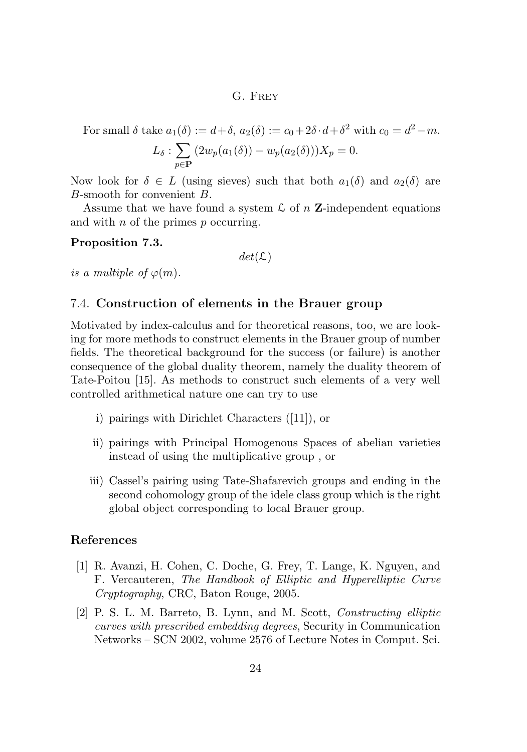For small $\delta$ take $a_1(\delta) := d+\delta$, $a_2(\delta) := c_0+2\delta \cdot d+\delta^2$ with $c_0 = d^2-m$.

$$L_\delta : \sum_{p \in \mathbf{P}} (2w_p(a_1(\delta)) - w_p(a_2(\delta)))X_p = 0.$$

Now look for $\delta \in L$ (using sieves) such that both $a_1(\delta)$ and $a_2(\delta)$ are $B$-smooth for convenient $B$.

Assume that we have found a system $\mathfrak{L}$ of $n$ **Z**-independent equations and with $n$ of the primes $p$ occurring.

**Proposition 7.3.**

$$det(\mathfrak{L})$$

*is a multiple of* $\varphi(m)$.

### 7.4. Construction of elements in the Brauer group

Motivated by index-calculus and for theoretical reasons, too, we are looking for more methods to construct elements in the Brauer group of number fields. The theoretical background for the success (or failure) is another consequence of the global duality theorem, namely the duality theorem of Tate-Poitou [15]. As methods to construct such elements of a very well controlled arithmetical nature one can try to use

i) pairings with Dirichlet Characters ([11]), or

ii) pairings with Principal Homogenous Spaces of abelian varieties instead of using the multiplicative group , or

iii) Cassel's pairing using Tate-Shafarevich groups and ending in the second cohomology group of the idele class group which is the right global object corresponding to local Brauer group.

## References

[1] R. Avanzi, H. Cohen, C. Doche, G. Frey, T. Lange, K. Nguyen, and F. Vercauteren, *The Handbook of Elliptic and Hyperelliptic Curve Cryptography*, CRC, Baton Rouge, 2005.

[2] P. S. L. M. Barreto, B. Lynn, and M. Scott, *Constructing elliptic curves with prescribed embedding degrees*, Security in Communication Networks – SCN 2002, volume 2576 of Lecture Notes in Comput. Sci.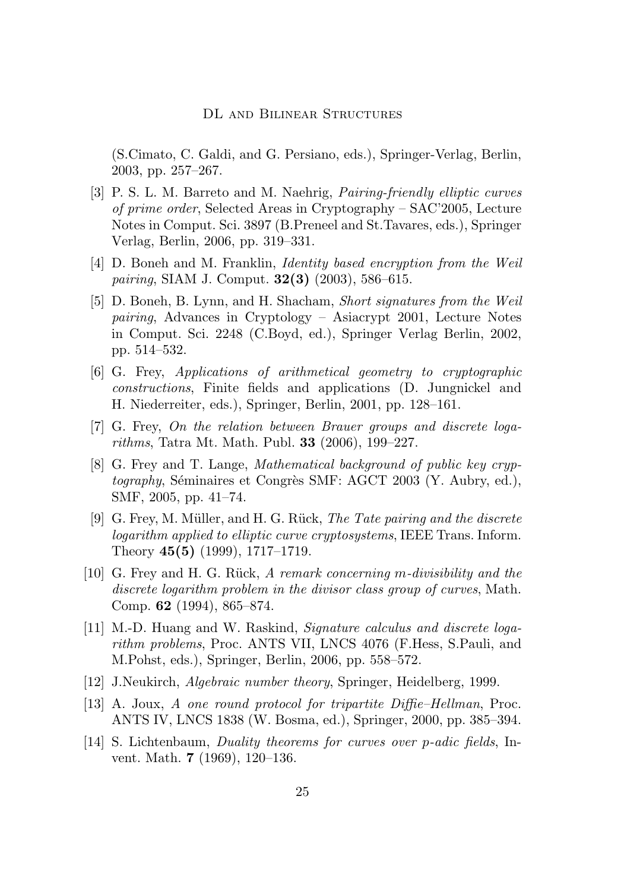(S.Cimato, C. Galdi, and G. Persiano, eds.), Springer-Verlag, Berlin, 2003, pp. 257–267.

[3] P. S. L. M. Barreto and M. Naehrig, *Pairing-friendly elliptic curves of prime order*, Selected Areas in Cryptography – SAC'2005, Lecture Notes in Comput. Sci. 3897 (B.Preneel and St.Tavares, eds.), Springer Verlag, Berlin, 2006, pp. 319–331.

[4] D. Boneh and M. Franklin, *Identity based encryption from the Weil pairing*, SIAM J. Comput. **32(3)** (2003), 586–615.

[5] D. Boneh, B. Lynn, and H. Shacham, *Short signatures from the Weil pairing*, Advances in Cryptology – Asiacrypt 2001, Lecture Notes in Comput. Sci. 2248 (C.Boyd, ed.), Springer Verlag Berlin, 2002, pp. 514–532.

[6] G. Frey, *Applications of arithmetical geometry to cryptographic constructions*, Finite fields and applications (D. Jungnickel and H. Niederreiter, eds.), Springer, Berlin, 2001, pp. 128–161.

[7] G. Frey, *On the relation between Brauer groups and discrete logarithms*, Tatra Mt. Math. Publ. **33** (2006), 199–227.

[8] G. Frey and T. Lange, *Mathematical background of public key cryptography*, Séminaires et Congrès SMF: AGCT 2003 (Y. Aubry, ed.), SMF, 2005, pp. 41–74.

[9] G. Frey, M. Müller, and H. G. Rück, *The Tate pairing and the discrete logarithm applied to elliptic curve cryptosystems*, IEEE Trans. Inform. Theory **45(5)** (1999), 1717–1719.

[10] G. Frey and H. G. Rück, *A remark concerning $m$-divisibility and the discrete logarithm problem in the divisor class group of curves*, Math. Comp. **62** (1994), 865–874.

[11] M.-D. Huang and W. Raskind, *Signature calculus and discrete logarithm problems*, Proc. ANTS VII, LNCS 4076 (F.Hess, S.Pauli, and M.Pohst, eds.), Springer, Berlin, 2006, pp. 558–572.

[12] J.Neukirch, *Algebraic number theory*, Springer, Heidelberg, 1999.

[13] A. Joux, *A one round protocol for tripartite Diffie–Hellman*, Proc. ANTS IV, LNCS 1838 (W. Bosma, ed.), Springer, 2000, pp. 385–394.

[14] S. Lichtenbaum, *Duality theorems for curves over $p$-adic fields*, Invent. Math. **7** (1969), 120–136.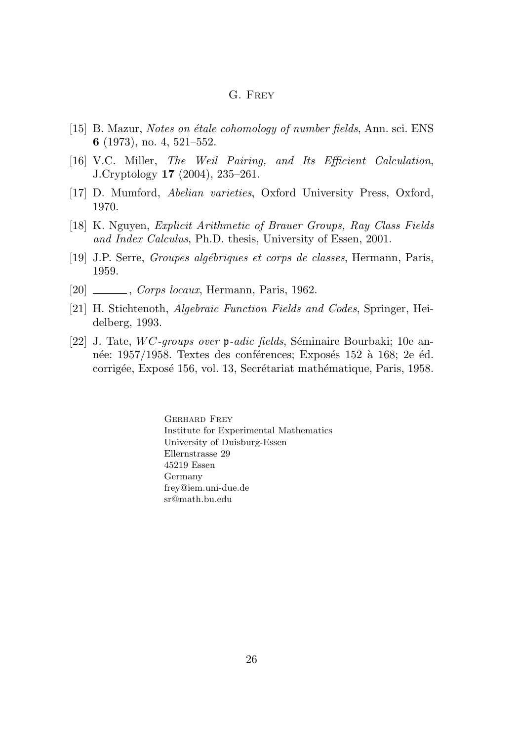[15] B. Mazur, *Notes on étale cohomology of number fields*, Ann. sci. ENS **6** (1973), no. 4, 521–552.

[16] V.C. Miller, *The Weil Pairing, and Its Efficient Calculation*, J.Cryptology **17** (2004), 235–261.

[17] D. Mumford, *Abelian varieties*, Oxford University Press, Oxford, 1970.

[18] K. Nguyen, *Explicit Arithmetic of Brauer Groups, Ray Class Fields and Index Calculus*, Ph.D. thesis, University of Essen, 2001.

[19] J.P. Serre, *Groupes algébriques et corps de classes*, Hermann, Paris, 1959.

[20] ______, *Corps locaux*, Hermann, Paris, 1962.

[21] H. Stichtenoth, *Algebraic Function Fields and Codes*, Springer, Heidelberg, 1993.

[22] J. Tate, *$WC$-groups over $\mathfrak{p}$-adic fields*, Séminaire Bourbaki; 10e année: 1957/1958. Textes des conférences; Exposés 152 à 168; 2e éd. corrigée, Exposé 156, vol. 13, Secrétariat mathématique, Paris, 1958.

Gerhard Frey
Institute for Experimental Mathematics
University of Duisburg-Essen
Ellernstrasse 29
45219 Essen
Germany
frey@iem.uni-due.de
sr@math.bu.edu